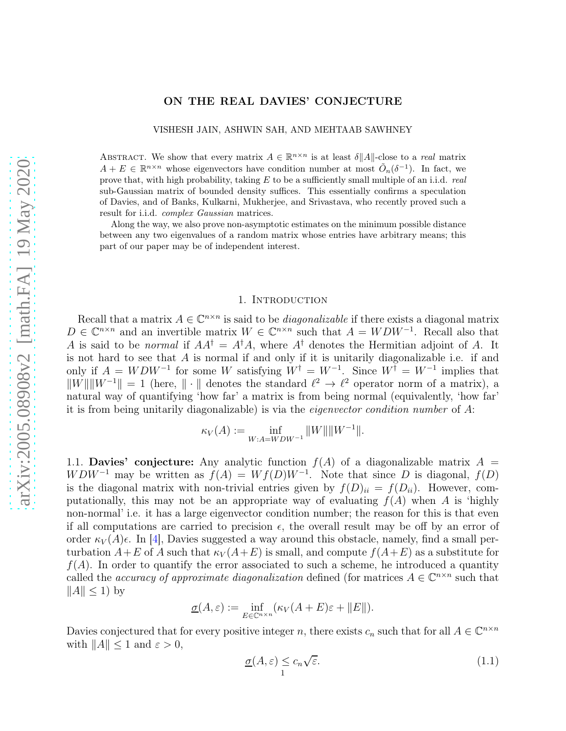# ON THE REAL DAVIES' CONJECTURE

VISHESH JAIN, ASHWIN SAH, AND MEHTAAB SAWHNEY

Abstract. We show that every matrix $A \in \mathbb{R}^{n\times n}$ is at least $\delta\|A\|$-close to a *real* matrix $A + E \in \mathbb{R}^{n\times n}$ whose eigenvectors have condition number at most $\tilde{O}_n(\delta^{-1})$. In fact, we prove that, with high probability, taking $E$ to be a sufficiently small multiple of an i.i.d. *real* sub-Gaussian matrix of bounded density suffices. This essentially confirms a speculation of Davies, and of Banks, Kulkarni, Mukherjee, and Srivastava, who recently proved such a result for i.i.d. *complex Gaussian* matrices.

Along the way, we also prove non-asymptotic estimates on the minimum possible distance between any two eigenvalues of a random matrix whose entries have arbitrary means; this part of our paper may be of independent interest.

## 1. Introduction

Recall that a matrix $A \in \mathbb{C}^{n\times n}$ is said to be *diagonalizable* if there exists a diagonal matrix $D \in \mathbb{C}^{n\times n}$ and an invertible matrix $W \in \mathbb{C}^{n\times n}$ such that $A = WDW^{-1}$. Recall also that $A$ is said to be *normal* if $AA^\dagger = A^\dagger A$, where $A^\dagger$ denotes the Hermitian adjoint of $A$. It is not hard to see that $A$ is normal if and only if it is unitarily diagonalizable i.e. if and only if $A = WDW^{-1}$ for some $W$ satisfying $W^\dagger = W^{-1}$. Since $W^\dagger = W^{-1}$ implies that $\|W\|\|W^{-1}\| = 1$ (here, $\|\cdot\|$ denotes the standard $\ell^2 \to \ell^2$ operator norm of a matrix), a natural way of quantifying 'how far' a matrix is from being normal (equivalently, 'how far' it is from being unitarily diagonalizable) is via the *eigenvector condition number* of $A$:

$$\kappa_V(A) := \inf_{W: A = WDW^{-1}} \|W\|\|W^{-1}\|.$$

1.1. **Davies' conjecture:** Any analytic function $f(A)$ of a diagonalizable matrix $A = WDW^{-1}$ may be written as $f(A) = Wf(D)W^{-1}$. Note that since $D$ is diagonal, $f(D)$ is the diagonal matrix with non-trivial entries given by $f(D)_{ii} = f(D_{ii})$. However, computationally, this may not be an appropriate way of evaluating $f(A)$ when $A$ is 'highly non-normal' i.e. it has a large eigenvector condition number; the reason for this is that even if all computations are carried to precision $\epsilon$, the overall result may be off by an error of order $\kappa_V(A)\epsilon$. In [4], Davies suggested a way around this obstacle, namely, find a small perturbation $A+E$ of $A$ such that $\kappa_V(A+E)$ is small, and compute $f(A+E)$ as a substitute for $f(A)$. In order to quantify the error associated to such a scheme, he introduced a quantity called the *accuracy of approximate diagonalization* defined (for matrices $A \in \mathbb{C}^{n\times n}$ such that $\|A\| \le 1$) by

$$\underline{\sigma}(A, \varepsilon) := \inf_{E\in\mathbb{C}^{n\times n}} (\kappa_V(A+E)\varepsilon + \|E\|).$$

Davies conjectured that for every positive integer $n$, there exists $c_n$ such that for all $A \in \mathbb{C}^{n\times n}$ with $\|A\| \le 1$ and $\varepsilon > 0$,

$$\underline{\sigma}(A, \varepsilon) \le c_n\sqrt{\varepsilon}. \tag{1.1}$$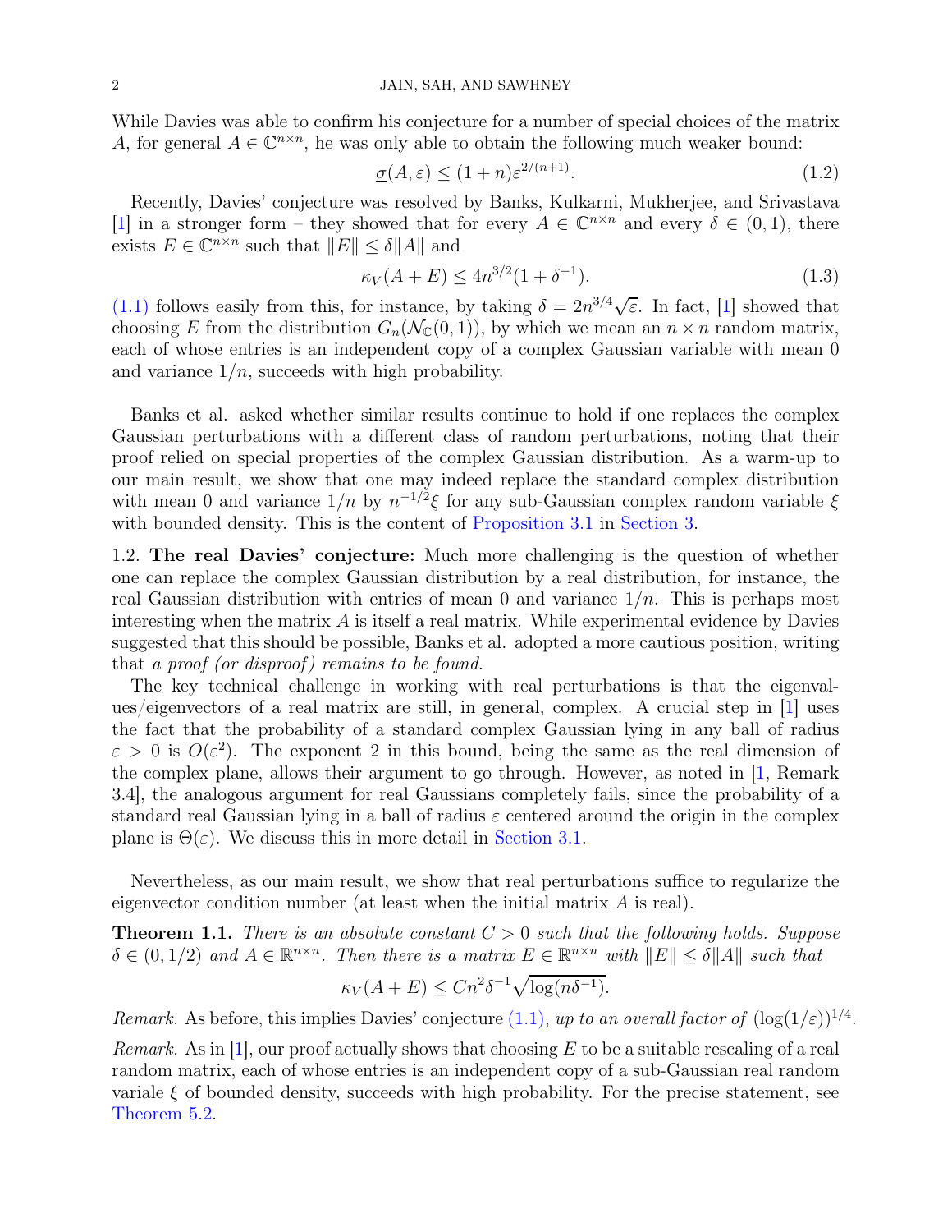While Davies was able to confirm his conjecture for a number of special choices of the matrix $A$, for general $A \in \mathbb{C}^{n\times n}$, he was only able to obtain the following much weaker bound:

$$\underline{\sigma}(A, \varepsilon) \le (1+n)\varepsilon^{2/(n+1)}. \tag{1.2}$$

Recently, Davies' conjecture was resolved by Banks, Kulkarni, Mukherjee, and Srivastava [1] in a stronger form – they showed that for every $A \in \mathbb{C}^{n\times n}$ and every $\delta \in (0,1)$, there exists $E \in \mathbb{C}^{n\times n}$ such that $\|E\| \le \delta\|A\|$ and

$$\kappa_V(A+E) \le 4n^{3/2}(1+\delta^{-1}). \tag{1.3}$$

(1.1) follows easily from this, for instance, by taking $\delta = 2n^{3/4}\sqrt{\varepsilon}$. In fact, [1] showed that choosing $E$ from the distribution $G_n(\mathcal{N}_{\mathbb{C}}(0,1))$, by which we mean an $n\times n$ random matrix, each of whose entries is an independent copy of a complex Gaussian variable with mean 0 and variance $1/n$, succeeds with high probability.

Banks et al. asked whether similar results continue to hold if one replaces the complex Gaussian perturbations with a different class of random perturbations, noting that their proof relied on special properties of the complex Gaussian distribution. As a warm-up to our main result, we show that one may indeed replace the standard complex distribution with mean 0 and variance $1/n$ by $n^{-1/2}\xi$ for any sub-Gaussian complex random variable $\xi$ with bounded density. This is the content of Proposition 3.1 in Section 3.

1.2. **The real Davies' conjecture:** Much more challenging is the question of whether one can replace the complex Gaussian distribution by a real distribution, for instance, the real Gaussian distribution with entries of mean 0 and variance $1/n$. This is perhaps most interesting when the matrix $A$ is itself a real matrix. While experimental evidence by Davies suggested that this should be possible, Banks et al. adopted a more cautious position, writing that *a proof (or disproof) remains to be found*.

The key technical challenge in working with real perturbations is that the eigenvalues/eigenvectors of a real matrix are still, in general, complex. A crucial step in [1] uses the fact that the probability of a standard complex Gaussian lying in any ball of radius $\varepsilon > 0$ is $O(\varepsilon^2)$. The exponent 2 in this bound, being the same as the real dimension of the complex plane, allows their argument to go through. However, as noted in [1, Remark 3.4], the analogous argument for real Gaussians completely fails, since the probability of a standard real Gaussian lying in a ball of radius $\varepsilon$ centered around the origin in the complex plane is $\Theta(\varepsilon)$. We discuss this in more detail in Section 3.1.

Nevertheless, as our main result, we show that real perturbations suffice to regularize the eigenvector condition number (at least when the initial matrix $A$ is real).

**Theorem 1.1.** *There is an absolute constant $C > 0$ such that the following holds. Suppose $\delta \in (0, 1/2)$ and $A \in \mathbb{R}^{n\times n}$. Then there is a matrix $E \in \mathbb{R}^{n\times n}$ with $\|E\| \le \delta\|A\|$ such that*

$$\kappa_V(A+E) \le Cn^2\delta^{-1}\sqrt{\log(n\delta^{-1})}.$$

*Remark.* As before, this implies Davies' conjecture (1.1), *up to an overall factor of* $(\log(1/\varepsilon))^{1/4}$.

*Remark.* As in [1], our proof actually shows that choosing $E$ to be a suitable rescaling of a real random matrix, each of whose entries is an independent copy of a sub-Gaussian real random variale $\xi$ of bounded density, succeeds with high probability. For the precise statement, see Theorem 5.2.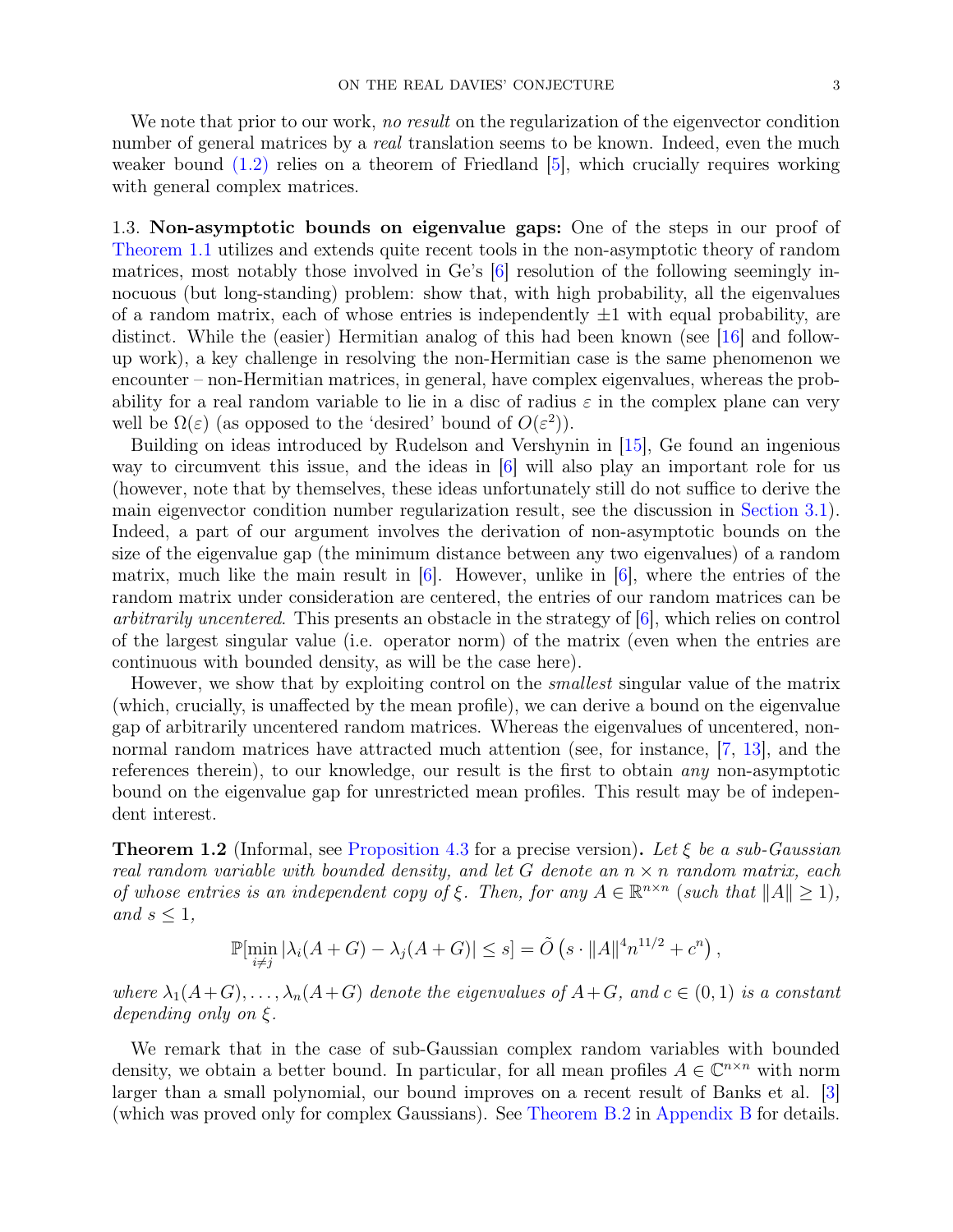We note that prior to our work, *no result* on the regularization of the eigenvector condition number of general matrices by a *real* translation seems to be known. Indeed, even the much weaker bound (1.2) relies on a theorem of Friedland [5], which crucially requires working with general complex matrices.

1.3. **Non-asymptotic bounds on eigenvalue gaps:** One of the steps in our proof of Theorem 1.1 utilizes and extends quite recent tools in the non-asymptotic theory of random matrices, most notably those involved in Ge's [6] resolution of the following seemingly innocuous (but long-standing) problem: show that, with high probability, all the eigenvalues of a random matrix, each of whose entries is independently $\pm 1$ with equal probability, are distinct. While the (easier) Hermitian analog of this had been known (see [16] and follow-up work), a key challenge in resolving the non-Hermitian case is the same phenomenon we encounter – non-Hermitian matrices, in general, have complex eigenvalues, whereas the probability for a real random variable to lie in a disc of radius $\varepsilon$ in the complex plane can very well be $\Omega(\varepsilon)$ (as opposed to the 'desired' bound of $O(\varepsilon^2)$).

Building on ideas introduced by Rudelson and Vershynin in [15], Ge found an ingenious way to circumvent this issue, and the ideas in [6] will also play an important role for us (however, note that by themselves, these ideas unfortunately still do not suffice to derive the main eigenvector condition number regularization result, see the discussion in Section 3.1). Indeed, a part of our argument involves the derivation of non-asymptotic bounds on the size of the eigenvalue gap (the minimum distance between any two eigenvalues) of a random matrix, much like the main result in [6]. However, unlike in [6], where the entries of the random matrix under consideration are centered, the entries of our random matrices can be *arbitrarily uncentered*. This presents an obstacle in the strategy of [6], which relies on control of the largest singular value (i.e. operator norm) of the matrix (even when the entries are continuous with bounded density, as will be the case here).

However, we show that by exploiting control on the *smallest* singular value of the matrix (which, crucially, is unaffected by the mean profile), we can derive a bound on the eigenvalue gap of arbitrarily uncentered random matrices. Whereas the eigenvalues of uncentered, non-normal random matrices have attracted much attention (see, for instance, [7, 13], and the references therein), to our knowledge, our result is the first to obtain *any* non-asymptotic bound on the eigenvalue gap for unrestricted mean profiles. This result may be of independent interest.

**Theorem 1.2** (Informal, see Proposition 4.3 for a precise version)**.** *Let $\xi$ be a sub-Gaussian real random variable with bounded density, and let $G$ denote an $n \times n$ random matrix, each of whose entries is an independent copy of $\xi$. Then, for any $A \in \mathbb{R}^{n\times n}$ (such that $\|A\| \geq 1$), and $s \leq 1$,*

$$\mathbb{P}[\min_{i\neq j} |\lambda_i(A+G) - \lambda_j(A+G)| \leq s] = \tilde{O}\left(s \cdot \|A\|^4 n^{11/2} + c^n\right),$$

*where $\lambda_1(A+G), \ldots, \lambda_n(A+G)$ denote the eigenvalues of $A+G$, and $c \in (0,1)$ is a constant depending only on $\xi$.*

We remark that in the case of sub-Gaussian complex random variables with bounded density, we obtain a better bound. In particular, for all mean profiles $A \in \mathbb{C}^{n\times n}$ with norm larger than a small polynomial, our bound improves on a recent result of Banks et al. [3] (which was proved only for complex Gaussians). See Theorem B.2 in Appendix B for details.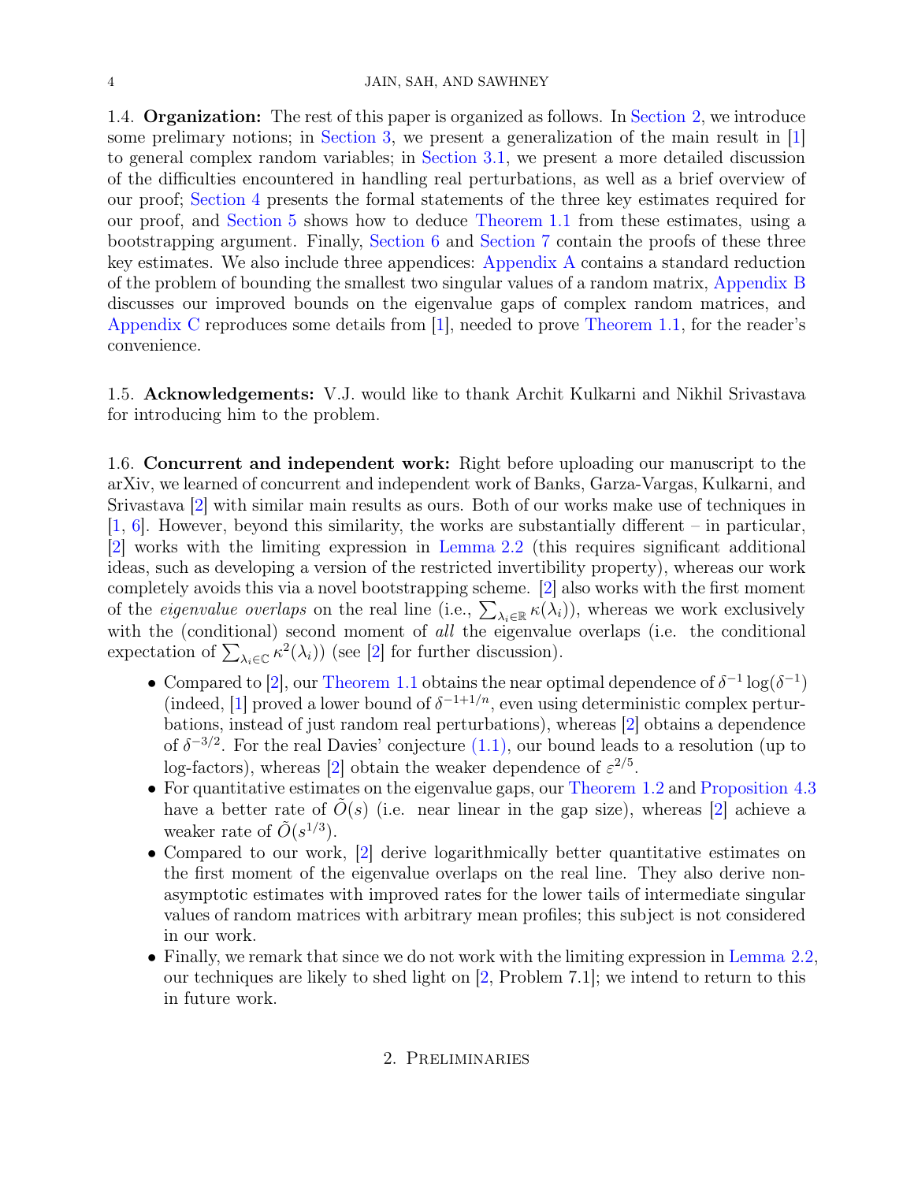### 1.4. Organization:

The rest of this paper is organized as follows. In Section 2, we introduce some prelimary notions; in Section 3, we present a generalization of the main result in [1] to general complex random variables; in Section 3.1, we present a more detailed discussion of the difficulties encountered in handling real perturbations, as well as a brief overview of our proof; Section 4 presents the formal statements of the three key estimates required for our proof, and Section 5 shows how to deduce Theorem 1.1 from these estimates, using a bootstrapping argument. Finally, Section 6 and Section 7 contain the proofs of these three key estimates. We also include three appendices: Appendix A contains a standard reduction of the problem of bounding the smallest two singular values of a random matrix, Appendix B discusses our improved bounds on the eigenvalue gaps of complex random matrices, and Appendix C reproduces some details from [1], needed to prove Theorem 1.1, for the reader's convenience.

### 1.5. Acknowledgements:

V.J. would like to thank Archit Kulkarni and Nikhil Srivastava for introducing him to the problem.

### 1.6. Concurrent and independent work:

Right before uploading our manuscript to the arXiv, we learned of concurrent and independent work of Banks, Garza-Vargas, Kulkarni, and Srivastava [2] with similar main results as ours. Both of our works make use of techniques in [1, 6]. However, beyond this similarity, the works are substantially different – in particular, [2] works with the limiting expression in Lemma 2.2 (this requires significant additional ideas, such as developing a version of the restricted invertibility property), whereas our work completely avoids this via a novel bootstrapping scheme. [2] also works with the first moment of the *eigenvalue overlaps* on the real line (i.e., $\sum_{\lambda_i \in \mathbb{R}} \kappa(\lambda_i)$), whereas we work exclusively with the (conditional) second moment of *all* the eigenvalue overlaps (i.e. the conditional expectation of $\sum_{\lambda_i \in \mathbb{C}} \kappa^2(\lambda_i)$) (see [2] for further discussion).

- Compared to [2], our Theorem 1.1 obtains the near optimal dependence of $\delta^{-1}\log(\delta^{-1})$ (indeed, [1] proved a lower bound of $\delta^{-1+1/n}$, even using deterministic complex perturbations, instead of just random real perturbations), whereas [2] obtains a dependence of $\delta^{-3/2}$. For the real Davies' conjecture (1.1), our bound leads to a resolution (up to log-factors), whereas [2] obtain the weaker dependence of $\varepsilon^{2/5}$.
- For quantitative estimates on the eigenvalue gaps, our Theorem 1.2 and Proposition 4.3 have a better rate of $\widetilde{O}(s)$ (i.e. near linear in the gap size), whereas [2] achieve a weaker rate of $\widetilde{O}(s^{1/3})$.
- Compared to our work, [2] derive logarithmically better quantitative estimates on the first moment of the eigenvalue overlaps on the real line. They also derive non-asymptotic estimates with improved rates for the lower tails of intermediate singular values of random matrices with arbitrary mean profiles; this subject is not considered in our work.
- Finally, we remark that since we do not work with the limiting expression in Lemma 2.2, our techniques are likely to shed light on [2, Problem 7.1]; we intend to return to this in future work.

## 2. Preliminaries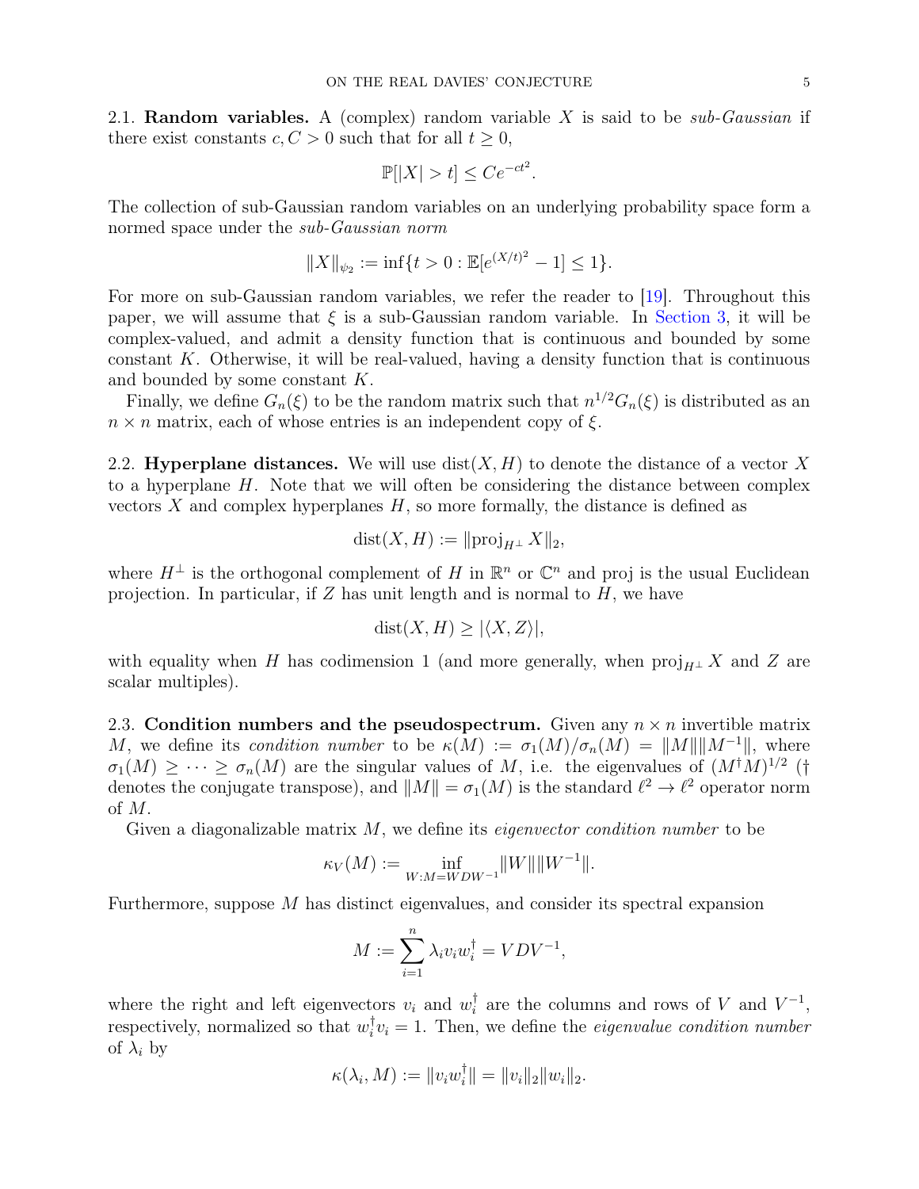### 2.1. **Random variables.**

A (complex) random variable $X$ is said to be *sub-Gaussian* if there exist constants $c, C > 0$ such that for all $t \geq 0$,

$$\mathbb{P}[|X| > t] \leq Ce^{-ct^2}.$$

The collection of sub-Gaussian random variables on an underlying probability space form a normed space under the *sub-Gaussian norm*

$$\|X\|_{\psi_2} := \inf\{t > 0 : \mathbb{E}[e^{(X/t)^2} - 1] \leq 1\}.$$

For more on sub-Gaussian random variables, we refer the reader to [19]. Throughout this paper, we will assume that $\xi$ is a sub-Gaussian random variable. In Section 3, it will be complex-valued, and admit a density function that is continuous and bounded by some constant $K$. Otherwise, it will be real-valued, having a density function that is continuous and bounded by some constant $K$.

Finally, we define $G_n(\xi)$ to be the random matrix such that $n^{1/2}G_n(\xi)$ is distributed as an $n \times n$ matrix, each of whose entries is an independent copy of $\xi$.

### 2.2. **Hyperplane distances.**

We will use $\mathrm{dist}(X, H)$ to denote the distance of a vector $X$ to a hyperplane $H$. Note that we will often be considering the distance between complex vectors $X$ and complex hyperplanes $H$, so more formally, the distance is defined as

$$\mathrm{dist}(X, H) := \|\mathrm{proj}_{H^\perp} X\|_2,$$

where $H^\perp$ is the orthogonal complement of $H$ in $\mathbb{R}^n$ or $\mathbb{C}^n$ and proj is the usual Euclidean projection. In particular, if $Z$ has unit length and is normal to $H$, we have

$$\mathrm{dist}(X, H) \geq |\langle X, Z\rangle|,$$

with equality when $H$ has codimension 1 (and more generally, when $\mathrm{proj}_{H^\perp} X$ and $Z$ are scalar multiples).

### 2.3. **Condition numbers and the pseudospectrum.**

Given any $n \times n$ invertible matrix $M$, we define its *condition number* to be $\kappa(M) := \sigma_1(M)/\sigma_n(M) = \|M\|\|M^{-1}\|$, where $\sigma_1(M) \geq \cdots \geq \sigma_n(M)$ are the singular values of $M$, i.e. the eigenvalues of $(M^\dagger M)^{1/2}$ ($\dagger$ denotes the conjugate transpose), and $\|M\| = \sigma_1(M)$ is the standard $\ell^2 \to \ell^2$ operator norm of $M$.

Given a diagonalizable matrix $M$, we define its *eigenvector condition number* to be

$$\kappa_V(M) := \inf_{W : M = WDW^{-1}} \|W\|\|W^{-1}\|.$$

Furthermore, suppose $M$ has distinct eigenvalues, and consider its spectral expansion

$$M := \sum_{i=1}^{n} \lambda_i v_i w_i^\dagger = VDV^{-1},$$

where the right and left eigenvectors $v_i$ and $w_i^\dagger$ are the columns and rows of $V$ and $V^{-1}$, respectively, normalized so that $w_i^\dagger v_i = 1$. Then, we define the *eigenvalue condition number* of $\lambda_i$ by

$$\kappa(\lambda_i, M) := \|v_i w_i^\dagger\| = \|v_i\|_2 \|w_i\|_2.$$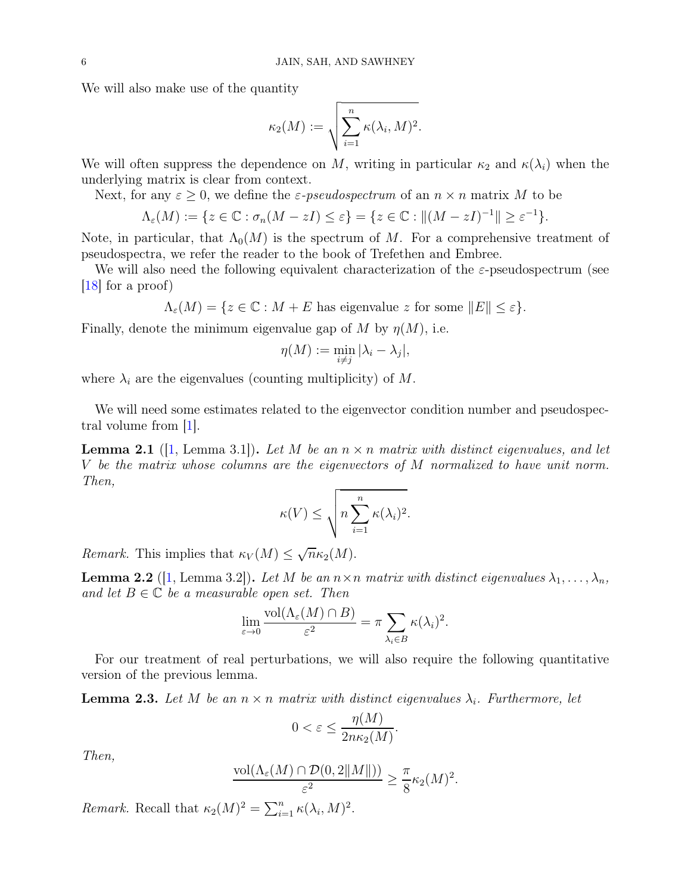We will also make use of the quantity

$$\kappa_2(M) := \sqrt{\sum_{i=1}^{n} \kappa(\lambda_i, M)^2}.$$

We will often suppress the dependence on $M$, writing in particular $\kappa_2$ and $\kappa(\lambda_i)$ when the underlying matrix is clear from context.

Next, for any $\varepsilon \geq 0$, we define the *$\varepsilon$-pseudospectrum* of an $n \times n$ matrix $M$ to be

$$\Lambda_\varepsilon(M) := \{z \in \mathbb{C} : \sigma_n(M - zI) \leq \varepsilon\} = \{z \in \mathbb{C} : \|(M - zI)^{-1}\| \geq \varepsilon^{-1}\}.$$

Note, in particular, that $\Lambda_0(M)$ is the spectrum of $M$. For a comprehensive treatment of pseudospectra, we refer the reader to the book of Trefethen and Embree.

We will also need the following equivalent characterization of the $\varepsilon$-pseudospectrum (see [18] for a proof)

$$\Lambda_\varepsilon(M) = \{z \in \mathbb{C} : M + E \text{ has eigenvalue } z \text{ for some } \|E\| \leq \varepsilon\}.$$

Finally, denote the minimum eigenvalue gap of $M$ by $\eta(M)$, i.e.

$$\eta(M) := \min_{i \neq j} |\lambda_i - \lambda_j|,$$

where $\lambda_i$ are the eigenvalues (counting multiplicity) of $M$.

We will need some estimates related to the eigenvector condition number and pseudospectral volume from [1].

**Lemma 2.1** ([1, Lemma 3.1])**.** *Let $M$ be an $n \times n$ matrix with distinct eigenvalues, and let $V$ be the matrix whose columns are the eigenvectors of $M$ normalized to have unit norm. Then,*

$$\kappa(V) \leq \sqrt{n \sum_{i=1}^{n} \kappa(\lambda_i)^2}.$$

*Remark.* This implies that $\kappa_V(M) \leq \sqrt{n}\kappa_2(M)$.

**Lemma 2.2** ([1, Lemma 3.2])**.** *Let $M$ be an $n \times n$ matrix with distinct eigenvalues $\lambda_1, \ldots, \lambda_n$, and let $B \in \mathbb{C}$ be a measurable open set. Then*

$$\lim_{\varepsilon \to 0} \frac{\operatorname{vol}(\Lambda_\varepsilon(M) \cap B)}{\varepsilon^2} = \pi \sum_{\lambda_i \in B} \kappa(\lambda_i)^2.$$

For our treatment of real perturbations, we will also require the following quantitative version of the previous lemma.

**Lemma 2.3.** *Let $M$ be an $n \times n$ matrix with distinct eigenvalues $\lambda_i$. Furthermore, let*

$$0 < \varepsilon \leq \frac{\eta(M)}{2n\kappa_2(M)}.$$

*Then,*

$$\frac{\operatorname{vol}(\Lambda_\varepsilon(M) \cap \mathcal{D}(0, 2\|M\|))}{\varepsilon^2} \geq \frac{\pi}{8}\kappa_2(M)^2.$$

*Remark.* Recall that $\kappa_2(M)^2 = \sum_{i=1}^{n} \kappa(\lambda_i, M)^2$.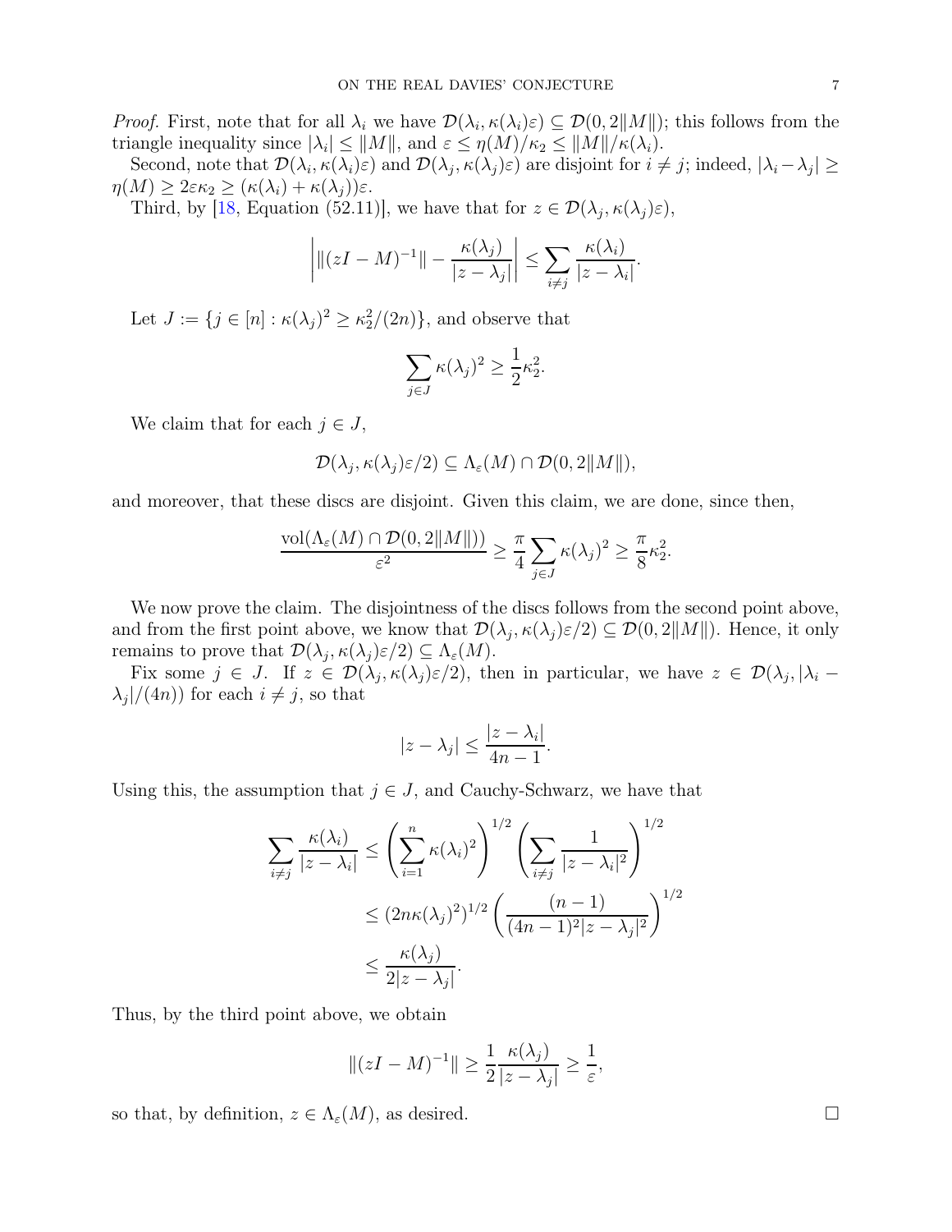*Proof.* First, note that for all $\lambda_i$ we have $\mathcal{D}(\lambda_i, \kappa(\lambda_i)\varepsilon) \subseteq \mathcal{D}(0, 2\|M\|)$; this follows from the triangle inequality since $|\lambda_i| \leq \|M\|$, and $\varepsilon \leq \eta(M)/\kappa_2 \leq \|M\|/\kappa(\lambda_i)$.

Second, note that $\mathcal{D}(\lambda_i, \kappa(\lambda_i)\varepsilon)$ and $\mathcal{D}(\lambda_j, \kappa(\lambda_j)\varepsilon)$ are disjoint for $i \neq j$; indeed, $|\lambda_i - \lambda_j| \geq \eta(M) \geq 2\varepsilon\kappa_2 \geq (\kappa(\lambda_i) + \kappa(\lambda_j))\varepsilon$.

Third, by [18, Equation (52.11)], we have that for $z \in \mathcal{D}(\lambda_j, \kappa(\lambda_j)\varepsilon)$,

$$\left| \|(zI - M)^{-1}\| - \frac{\kappa(\lambda_j)}{|z - \lambda_j|} \right| \leq \sum_{i \neq j} \frac{\kappa(\lambda_i)}{|z - \lambda_i|}.$$

Let $J := \{j \in [n] : \kappa(\lambda_j)^2 \geq \kappa_2^2/(2n)\}$, and observe that

$$\sum_{j \in J} \kappa(\lambda_j)^2 \geq \frac{1}{2}\kappa_2^2.$$

We claim that for each $j \in J$,

$$\mathcal{D}(\lambda_j, \kappa(\lambda_j)\varepsilon/2) \subseteq \Lambda_\varepsilon(M) \cap \mathcal{D}(0, 2\|M\|),$$

and moreover, that these discs are disjoint. Given this claim, we are done, since then,

$$\frac{\mathrm{vol}(\Lambda_\varepsilon(M) \cap \mathcal{D}(0, 2\|M\|))}{\varepsilon^2} \geq \frac{\pi}{4}\sum_{j \in J} \kappa(\lambda_j)^2 \geq \frac{\pi}{8}\kappa_2^2.$$

We now prove the claim. The disjointness of the discs follows from the second point above, and from the first point above, we know that $\mathcal{D}(\lambda_j, \kappa(\lambda_j)\varepsilon/2) \subseteq \mathcal{D}(0, 2\|M\|)$. Hence, it only remains to prove that $\mathcal{D}(\lambda_j, \kappa(\lambda_j)\varepsilon/2) \subseteq \Lambda_\varepsilon(M)$.

Fix some $j \in J$. If $z \in \mathcal{D}(\lambda_j, \kappa(\lambda_j)\varepsilon/2)$, then in particular, we have $z \in \mathcal{D}(\lambda_j, |\lambda_i - \lambda_j|/(4n))$ for each $i \neq j$, so that

$$|z - \lambda_j| \leq \frac{|z - \lambda_i|}{4n - 1}.$$

Using this, the assumption that $j \in J$, and Cauchy-Schwarz, we have that

$$\begin{aligned}
\sum_{i \neq j} \frac{\kappa(\lambda_i)}{|z - \lambda_i|} &\leq \left(\sum_{i=1}^{n} \kappa(\lambda_i)^2\right)^{1/2} \left(\sum_{i \neq j} \frac{1}{|z - \lambda_i|^2}\right)^{1/2} \\
&\leq (2n\kappa(\lambda_j)^2)^{1/2} \left(\frac{(n-1)}{(4n-1)^2|z - \lambda_j|^2}\right)^{1/2} \\
&\leq \frac{\kappa(\lambda_j)}{2|z - \lambda_j|}.
\end{aligned}$$

Thus, by the third point above, we obtain

$$\|(zI - M)^{-1}\| \geq \frac{1}{2}\frac{\kappa(\lambda_j)}{|z - \lambda_j|} \geq \frac{1}{\varepsilon},$$

so that, by definition, $z \in \Lambda_\varepsilon(M)$, as desired. $\square$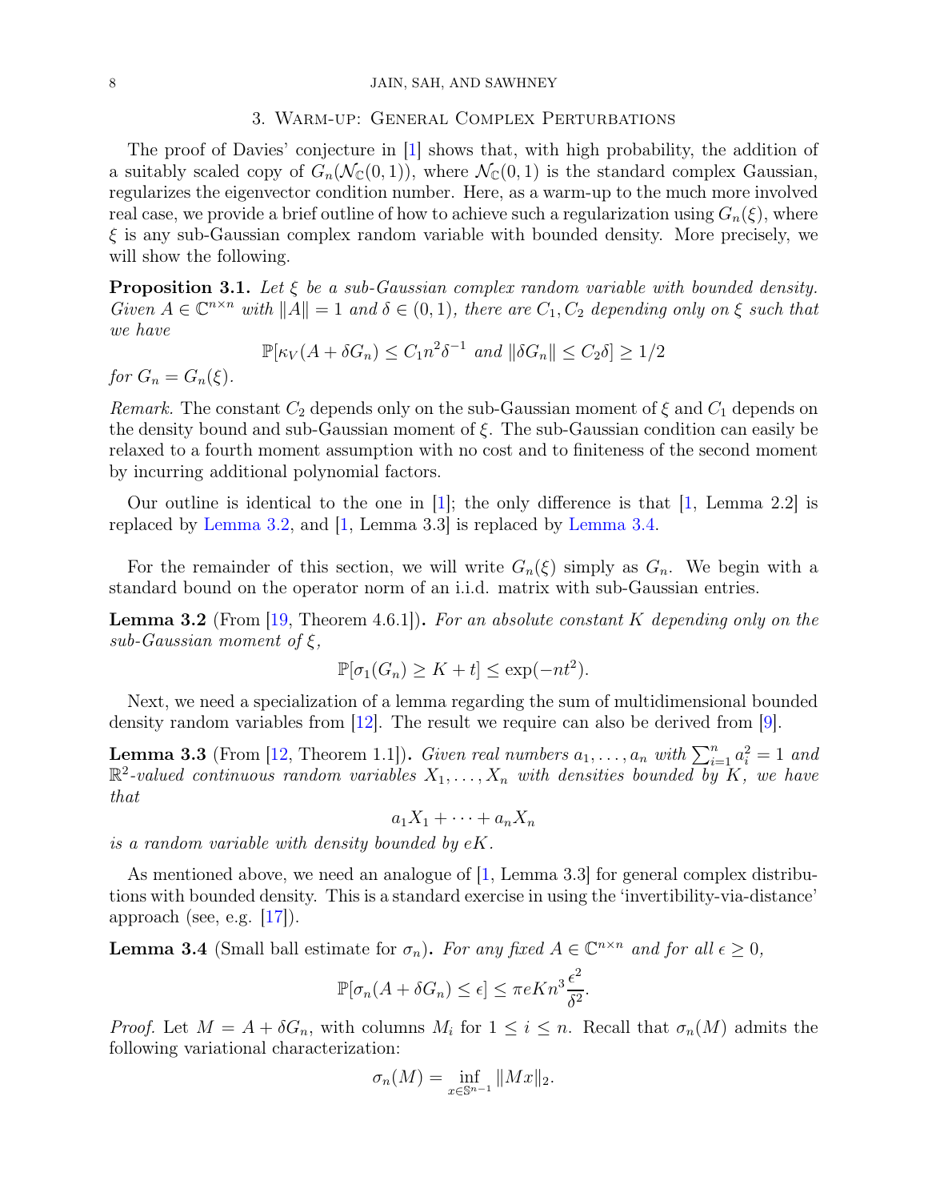## 3. Warm-up: General Complex Perturbations

The proof of Davies' conjecture in [1] shows that, with high probability, the addition of a suitably scaled copy of $G_n(\mathcal{N}_{\mathbb{C}}(0,1))$, where $\mathcal{N}_{\mathbb{C}}(0,1)$ is the standard complex Gaussian, regularizes the eigenvector condition number. Here, as a warm-up to the much more involved real case, we provide a brief outline of how to achieve such a regularization using $G_n(\xi)$, where $\xi$ is any sub-Gaussian complex random variable with bounded density. More precisely, we will show the following.

**Proposition 3.1.** *Let $\xi$ be a sub-Gaussian complex random variable with bounded density. Given $A \in \mathbb{C}^{n\times n}$ with $\|A\| = 1$ and $\delta \in (0,1)$, there are $C_1, C_2$ depending only on $\xi$ such that we have*

$$\mathbb{P}[\kappa_V(A + \delta G_n) \le C_1 n^2 \delta^{-1} \text{ and } \|\delta G_n\| \le C_2\delta] \ge 1/2$$

*for $G_n = G_n(\xi)$.*

*Remark.* The constant $C_2$ depends only on the sub-Gaussian moment of $\xi$ and $C_1$ depends on the density bound and sub-Gaussian moment of $\xi$. The sub-Gaussian condition can easily be relaxed to a fourth moment assumption with no cost and to finiteness of the second moment by incurring additional polynomial factors.

Our outline is identical to the one in [1]; the only difference is that [1, Lemma 2.2] is replaced by Lemma 3.2, and [1, Lemma 3.3] is replaced by Lemma 3.4.

For the remainder of this section, we will write $G_n(\xi)$ simply as $G_n$. We begin with a standard bound on the operator norm of an i.i.d. matrix with sub-Gaussian entries.

**Lemma 3.2** (From [19, Theorem 4.6.1])**.** *For an absolute constant $K$ depending only on the sub-Gaussian moment of $\xi$,*

$$\mathbb{P}[\sigma_1(G_n) \ge K + t] \le \exp(-nt^2).$$

Next, we need a specialization of a lemma regarding the sum of multidimensional bounded density random variables from [12]. The result we require can also be derived from [9].

**Lemma 3.3** (From [12, Theorem 1.1])**.** *Given real numbers $a_1, \ldots, a_n$ with $\sum_{i=1}^n a_i^2 = 1$ and $\mathbb{R}^2$-valued continuous random variables $X_1, \ldots, X_n$ with densities bounded by $K$, we have that*

$$a_1 X_1 + \cdots + a_n X_n$$

*is a random variable with density bounded by $eK$.*

As mentioned above, we need an analogue of [1, Lemma 3.3] for general complex distributions with bounded density. This is a standard exercise in using the 'invertibility-via-distance' approach (see, e.g. [17]).

**Lemma 3.4** (Small ball estimate for $\sigma_n$)**.** *For any fixed $A \in \mathbb{C}^{n\times n}$ and for all $\epsilon \ge 0$,*

$$\mathbb{P}[\sigma_n(A + \delta G_n) \le \epsilon] \le \pi e K n^3 \frac{\epsilon^2}{\delta^2}.$$

*Proof.* Let $M = A + \delta G_n$, with columns $M_i$ for $1 \le i \le n$. Recall that $\sigma_n(M)$ admits the following variational characterization:

$$\sigma_n(M) = \inf_{x\in\mathbb{S}^{n-1}} \|Mx\|_2.$$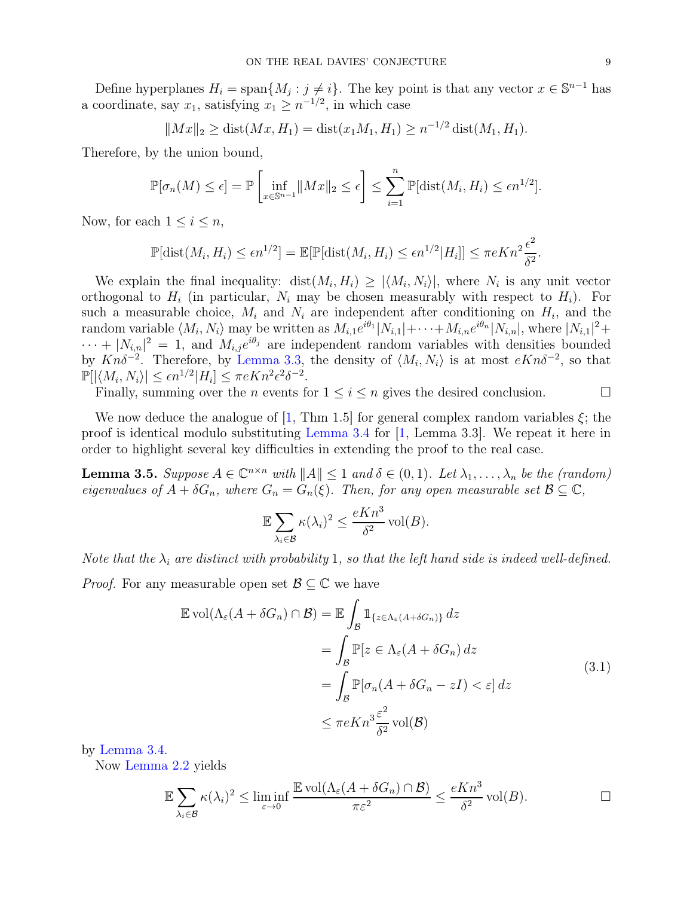Define hyperplanes $H_i = \operatorname{span}\{M_j : j \neq i\}$. The key point is that any vector $x \in \mathbb{S}^{n-1}$ has a coordinate, say $x_1$, satisfying $x_1 \geq n^{-1/2}$, in which case

$$\|Mx\|_2 \geq \operatorname{dist}(Mx, H_1) = \operatorname{dist}(x_1 M_1, H_1) \geq n^{-1/2} \operatorname{dist}(M_1, H_1).$$

Therefore, by the union bound,

$$\mathbb{P}[\sigma_n(M) \leq \epsilon] = \mathbb{P}\left[\inf_{x \in \mathbb{S}^{n-1}} \|Mx\|_2 \leq \epsilon\right] \leq \sum_{i=1}^{n} \mathbb{P}[\operatorname{dist}(M_i, H_i) \leq \epsilon n^{1/2}].$$

Now, for each $1 \leq i \leq n$,

$$\mathbb{P}[\operatorname{dist}(M_i, H_i) \leq \epsilon n^{1/2}] = \mathbb{E}[\mathbb{P}[\operatorname{dist}(M_i, H_i) \leq \epsilon n^{1/2} | H_i]] \leq \pi e K n^2 \frac{\epsilon^2}{\delta^2}.$$

We explain the final inequality: $\operatorname{dist}(M_i, H_i) \geq |\langle M_i, N_i \rangle|$, where $N_i$ is any unit vector orthogonal to $H_i$ (in particular, $N_i$ may be chosen measurably with respect to $H_i$). For such a measurable choice, $M_i$ and $N_i$ are independent after conditioning on $H_i$, and the random variable $\langle M_i, N_i \rangle$ may be written as $M_{i,1} e^{i\theta_1}|N_{i,1}| + \cdots + M_{i,n} e^{i\theta_n}|N_{i,n}|$, where $|N_{i,1}|^2 + \cdots + |N_{i,n}|^2 = 1$, and $M_{i,j} e^{i\theta_j}$ are independent random variables with densities bounded by $K n \delta^{-2}$. Therefore, by Lemma 3.3, the density of $\langle M_i, N_i \rangle$ is at most $eKn\delta^{-2}$, so that $\mathbb{P}[|\langle M_i, N_i \rangle| \leq \epsilon n^{1/2} | H_i] \leq \pi e K n^2 \epsilon^2 \delta^{-2}$.

Finally, summing over the $n$ events for $1 \leq i \leq n$ gives the desired conclusion. $\square$

We now deduce the analogue of [1, Thm 1.5] for general complex random variables $\xi$; the proof is identical modulo substituting Lemma 3.4 for [1, Lemma 3.3]. We repeat it here in order to highlight several key difficulties in extending the proof to the real case.

**Lemma 3.5.** *Suppose $A \in \mathbb{C}^{n \times n}$ with $\|A\| \leq 1$ and $\delta \in (0, 1)$. Let $\lambda_1, \ldots, \lambda_n$ be the (random) eigenvalues of $A + \delta G_n$, where $G_n = G_n(\xi)$. Then, for any open measurable set $\mathcal{B} \subseteq \mathbb{C}$,*

$$\mathbb{E} \sum_{\lambda_i \in \mathcal{B}} \kappa(\lambda_i)^2 \leq \frac{eKn^3}{\delta^2} \operatorname{vol}(B).$$

*Note that the $\lambda_i$ are distinct with probability 1, so that the left hand side is indeed well-defined.*

*Proof.* For any measurable open set $\mathcal{B} \subseteq \mathbb{C}$ we have

$$\begin{aligned}
\mathbb{E} \operatorname{vol}(\Lambda_\varepsilon(A + \delta G_n) \cap \mathcal{B}) &= \mathbb{E} \int_{\mathcal{B}} \mathbb{1}_{\{z \in \Lambda_\varepsilon(A + \delta G_n)\}} \, dz \\
&= \int_{\mathcal{B}} \mathbb{P}[z \in \Lambda_\varepsilon(A + \delta G_n)] \, dz \\
&= \int_{\mathcal{B}} \mathbb{P}[\sigma_n(A + \delta G_n - zI) < \varepsilon] \, dz \\
&\leq \pi e K n^3 \frac{\varepsilon^2}{\delta^2} \operatorname{vol}(\mathcal{B})
\end{aligned} \tag{3.1}$$

by Lemma 3.4.

Now Lemma 2.2 yields

$$\mathbb{E} \sum_{\lambda_i \in \mathcal{B}} \kappa(\lambda_i)^2 \leq \liminf_{\varepsilon \to 0} \frac{\mathbb{E} \operatorname{vol}(\Lambda_\varepsilon(A + \delta G_n) \cap \mathcal{B})}{\pi \varepsilon^2} \leq \frac{eKn^3}{\delta^2} \operatorname{vol}(B). \qquad \square$$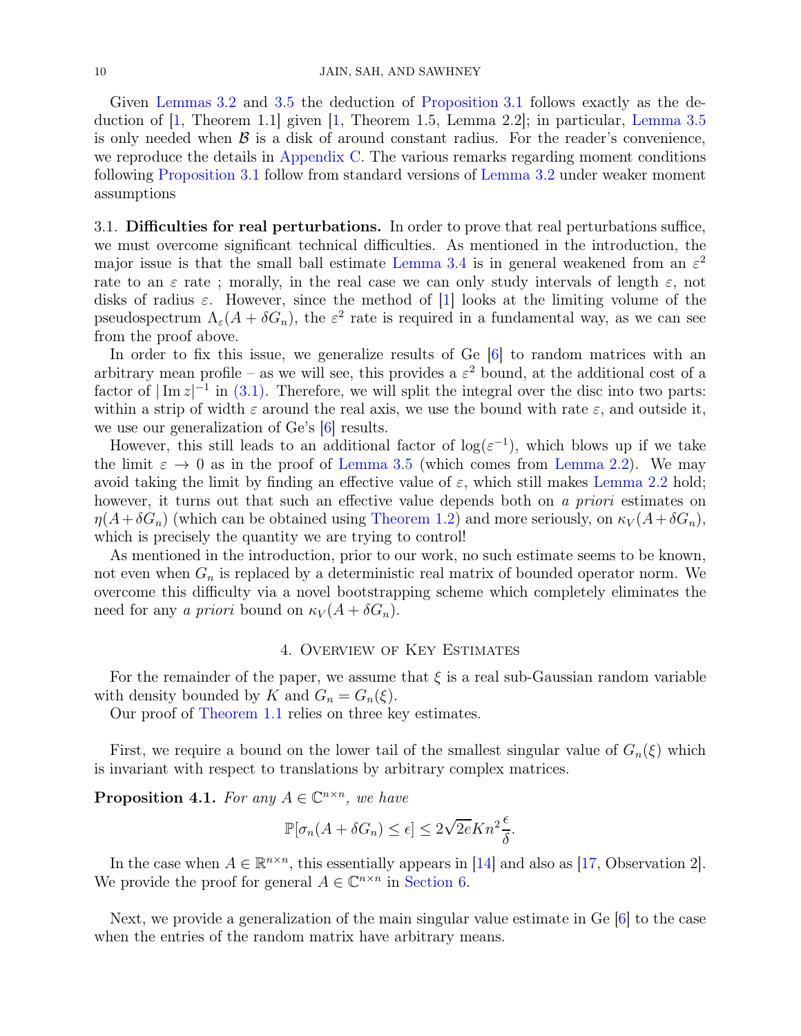Given Lemmas 3.2 and 3.5 the deduction of Proposition 3.1 follows exactly as the deduction of [1, Theorem 1.1] given [1, Theorem 1.5, Lemma 2.2]; in particular, Lemma 3.5 is only needed when $\mathcal{B}$ is a disk of around constant radius. For the reader's convenience, we reproduce the details in Appendix C. The various remarks regarding moment conditions following Proposition 3.1 follow from standard versions of Lemma 3.2 under weaker moment assumptions

### 3.1. Difficulties for real perturbations.

In order to prove that real perturbations suffice, we must overcome significant technical difficulties. As mentioned in the introduction, the major issue is that the small ball estimate Lemma 3.4 is in general weakened from an $\varepsilon^2$ rate to an $\varepsilon$ rate ; morally, in the real case we can only study intervals of length $\varepsilon$, not disks of radius $\varepsilon$. However, since the method of [1] looks at the limiting volume of the pseudospectrum $\Lambda_\varepsilon(A + \delta G_n)$, the $\varepsilon^2$ rate is required in a fundamental way, as we can see from the proof above.

In order to fix this issue, we generalize results of Ge [6] to random matrices with an arbitrary mean profile – as we will see, this provides a $\varepsilon^2$ bound, at the additional cost of a factor of $|\operatorname{Im} z|^{-1}$ in (3.1). Therefore, we will split the integral over the disc into two parts: within a strip of width $\varepsilon$ around the real axis, we use the bound with rate $\varepsilon$, and outside it, we use our generalization of Ge's [6] results.

However, this still leads to an additional factor of $\log(\varepsilon^{-1})$, which blows up if we take the limit $\varepsilon \to 0$ as in the proof of Lemma 3.5 (which comes from Lemma 2.2). We may avoid taking the limit by finding an effective value of $\varepsilon$, which still makes Lemma 2.2 hold; however, it turns out that such an effective value depends both on *a priori* estimates on $\eta(A + \delta G_n)$ (which can be obtained using Theorem 1.2) and more seriously, on $\kappa_V(A + \delta G_n)$, which is precisely the quantity we are trying to control!

As mentioned in the introduction, prior to our work, no such estimate seems to be known, not even when $G_n$ is replaced by a deterministic real matrix of bounded operator norm. We overcome this difficulty via a novel bootstrapping scheme which completely eliminates the need for any *a priori* bound on $\kappa_V(A + \delta G_n)$.

## 4. Overview of Key Estimates

For the remainder of the paper, we assume that $\xi$ is a real sub-Gaussian random variable with density bounded by $K$ and $G_n = G_n(\xi)$.

Our proof of Theorem 1.1 relies on three key estimates.

First, we require a bound on the lower tail of the smallest singular value of $G_n(\xi)$ which is invariant with respect to translations by arbitrary complex matrices.

**Proposition 4.1.** *For any $A \in \mathbb{C}^{n\times n}$, we have*

$$\mathbb{P}[\sigma_n(A + \delta G_n) \le \epsilon] \le 2\sqrt{2e}Kn^2\frac{\epsilon}{\delta}.$$

In the case when $A \in \mathbb{R}^{n\times n}$, this essentially appears in [14] and also as [17, Observation 2]. We provide the proof for general $A \in \mathbb{C}^{n\times n}$ in Section 6.

Next, we provide a generalization of the main singular value estimate in Ge [6] to the case when the entries of the random matrix have arbitrary means.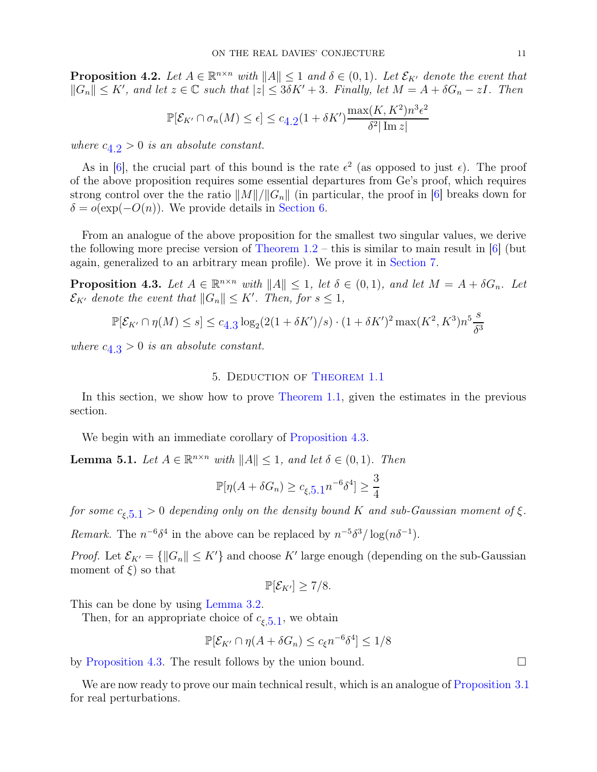**Proposition 4.2.** *Let $A \in \mathbb{R}^{n\times n}$ with $\|A\| \le 1$ and $\delta \in (0,1)$. Let $\mathcal{E}_{K'}$ denote the event that $\|G_n\| \le K'$, and let $z \in \mathbb{C}$ such that $|z| \le 3\delta K' + 3$. Finally, let $M = A + \delta G_n - zI$. Then*

$$\mathbb{P}[\mathcal{E}_{K'} \cap \sigma_n(M) \le \epsilon] \le c_{4.2}(1+\delta K')\frac{\max(K, K^2)n^3\epsilon^2}{\delta^2|\operatorname{Im} z|}$$

*where $c_{4.2} > 0$ is an absolute constant.*

As in [6], the crucial part of this bound is the rate $\epsilon^2$ (as opposed to just $\epsilon$). The proof of the above proposition requires some essential departures from Ge's proof, which requires strong control over the the ratio $\|M\|/\|G_n\|$ (in particular, the proof in [6] breaks down for $\delta = o(\exp(-O(n))$. We provide details in Section 6.

From an analogue of the above proposition for the smallest two singular values, we derive the following more precise version of Theorem 1.2 – this is similar to main result in [6] (but again, generalized to an arbitrary mean profile). We prove it in Section 7.

**Proposition 4.3.** *Let $A \in \mathbb{R}^{n\times n}$ with $\|A\| \le 1$, let $\delta \in (0,1)$, and let $M = A + \delta G_n$. Let $\mathcal{E}_{K'}$ denote the event that $\|G_n\| \le K'$. Then, for $s \le 1$,*

$$\mathbb{P}[\mathcal{E}_{K'} \cap \eta(M) \le s] \le c_{4.3}\log_2(2(1+\delta K')/s)\cdot(1+\delta K')^2\max(K^2, K^3)n^5\frac{s}{\delta^3}$$

*where $c_{4.3} > 0$ is an absolute constant.*

## 5. Deduction of Theorem 1.1

In this section, we show how to prove Theorem 1.1, given the estimates in the previous section.

We begin with an immediate corollary of Proposition 4.3.

**Lemma 5.1.** *Let $A \in \mathbb{R}^{n\times n}$ with $\|A\| \le 1$, and let $\delta \in (0,1)$. Then*

$$\mathbb{P}[\eta(A + \delta G_n) \ge c_{\xi,5.1}n^{-6}\delta^4] \ge \frac{3}{4}$$

*for some $c_{\xi,5.1} > 0$ depending only on the density bound $K$ and sub-Gaussian moment of $\xi$.*

*Remark.* The $n^{-6}\delta^4$ in the above can be replaced by $n^{-5}\delta^3/\log(n\delta^{-1})$.

*Proof.* Let $\mathcal{E}_{K'} = \{\|G_n\| \le K'\}$ and choose $K'$ large enough (depending on the sub-Gaussian moment of $\xi$) so that

$$\mathbb{P}[\mathcal{E}_{K'}] \ge 7/8.$$

This can be done by using Lemma 3.2.

Then, for an appropriate choice of $c_{\xi,5.1}$, we obtain

$$\mathbb{P}[\mathcal{E}_{K'} \cap \eta(A + \delta G_n) \le c_\xi n^{-6}\delta^4] \le 1/8$$

by Proposition 4.3. The result follows by the union bound. $\square$

We are now ready to prove our main technical result, which is an analogue of Proposition 3.1 for real perturbations.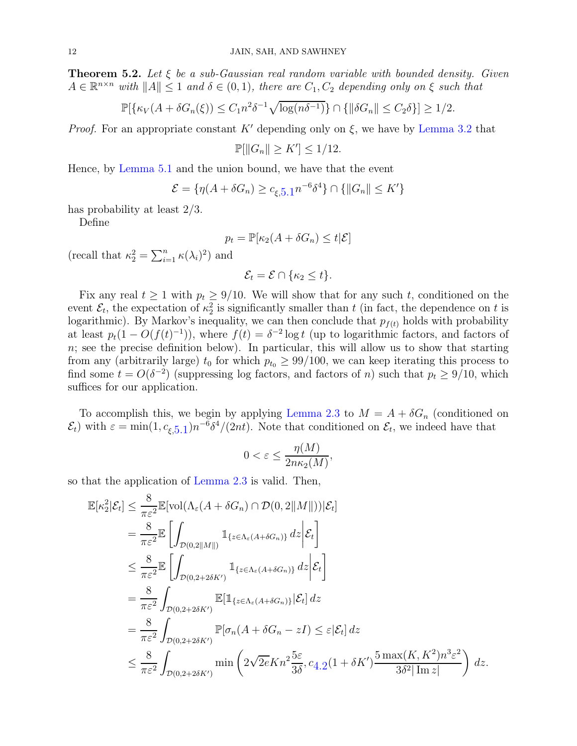**Theorem 5.2.** *Let $\xi$ be a sub-Gaussian real random variable with bounded density. Given $A \in \mathbb{R}^{n\times n}$ with $\|A\| \le 1$ and $\delta \in (0,1)$, there are $C_1, C_2$ depending only on $\xi$ such that*

$$\mathbb{P}[\{\kappa_V(A+\delta G_n(\xi)) \le C_1 n^2\delta^{-1}\sqrt{\log(n\delta^{-1})}\} \cap \{\|\delta G_n\| \le C_2\delta\}] \ge 1/2.$$

*Proof.* For an appropriate constant $K'$ depending only on $\xi$, we have by Lemma 3.2 that

$$\mathbb{P}[\|G_n\| \ge K'] \le 1/12.$$

Hence, by Lemma 5.1 and the union bound, we have that the event

$$\mathcal{E} = \{\eta(A+\delta G_n) \ge c_{\xi,5.1} n^{-6}\delta^4\} \cap \{\|G_n\| \le K'\}$$

has probability at least $2/3$.

Define

$$p_t = \mathbb{P}[\kappa_2(A+\delta G_n) \le t | \mathcal{E}]$$

(recall that $\kappa_2^2 = \sum_{i=1}^n \kappa(\lambda_i)^2$) and

$$\mathcal{E}_t = \mathcal{E} \cap \{\kappa_2 \le t\}.$$

Fix any real $t \ge 1$ with $p_t \ge 9/10$. We will show that for any such $t$, conditioned on the event $\mathcal{E}_t$, the expectation of $\kappa_2^2$ is significantly smaller than $t$ (in fact, the dependence on $t$ is logarithmic). By Markov's inequality, we can then conclude that $p_{f(t)}$ holds with probability at least $p_t(1-O(f(t)^{-1}))$, where $f(t) = \delta^{-2}\log t$ (up to logarithmic factors, and factors of $n$; see the precise definition below). In particular, this will allow us to show that starting from any (arbitrarily large) $t_0$ for which $p_{t_0} \ge 99/100$, we can keep iterating this process to find some $t = O(\delta^{-2})$ (suppressing log factors, and factors of $n$) such that $p_t \ge 9/10$, which suffices for our application.

To accomplish this, we begin by applying Lemma 2.3 to $M = A + \delta G_n$ (conditioned on $\mathcal{E}_t$) with $\varepsilon = \min(1, c_{\xi,5.1})n^{-6}\delta^4/(2nt)$. Note that conditioned on $\mathcal{E}_t$, we indeed have that

$$0 < \varepsilon \le \frac{\eta(M)}{2n\kappa_2(M)},$$

so that the application of Lemma 2.3 is valid. Then,

$$\begin{aligned}
\mathbb{E}[\kappa_2^2|\mathcal{E}_t] &\le \frac{8}{\pi\varepsilon^2}\mathbb{E}[\mathrm{vol}(\Lambda_\varepsilon(A+\delta G_n)\cap \mathcal{D}(0,2\|M\|))|\mathcal{E}_t] \\
&= \frac{8}{\pi\varepsilon^2}\mathbb{E}\left[\int_{\mathcal{D}(0,2\|M\|)} \mathbb{1}_{\{z\in\Lambda_\varepsilon(A+\delta G_n)\}}\,dz\middle|\mathcal{E}_t\right] \\
&\le \frac{8}{\pi\varepsilon^2}\mathbb{E}\left[\int_{\mathcal{D}(0,2+2\delta K')} \mathbb{1}_{\{z\in\Lambda_\varepsilon(A+\delta G_n)\}}\,dz\middle|\mathcal{E}_t\right] \\
&= \frac{8}{\pi\varepsilon^2}\int_{\mathcal{D}(0,2+2\delta K')} \mathbb{E}[\mathbb{1}_{\{z\in\Lambda_\varepsilon(A+\delta G_n)\}}|\mathcal{E}_t]\,dz \\
&= \frac{8}{\pi\varepsilon^2}\int_{\mathcal{D}(0,2+2\delta K')} \mathbb{P}[\sigma_n(A+\delta G_n - zI) \le \varepsilon|\mathcal{E}_t]\,dz \\
&\le \frac{8}{\pi\varepsilon^2}\int_{\mathcal{D}(0,2+2\delta K')} \min\left(2\sqrt{2e}Kn^2\frac{5\varepsilon}{3\delta}, c_{4.2}(1+\delta K')\frac{5\max(K,K^2)n^3\varepsilon^2}{3\delta^2|\operatorname{Im} z|}\right)\,dz.
\end{aligned}$$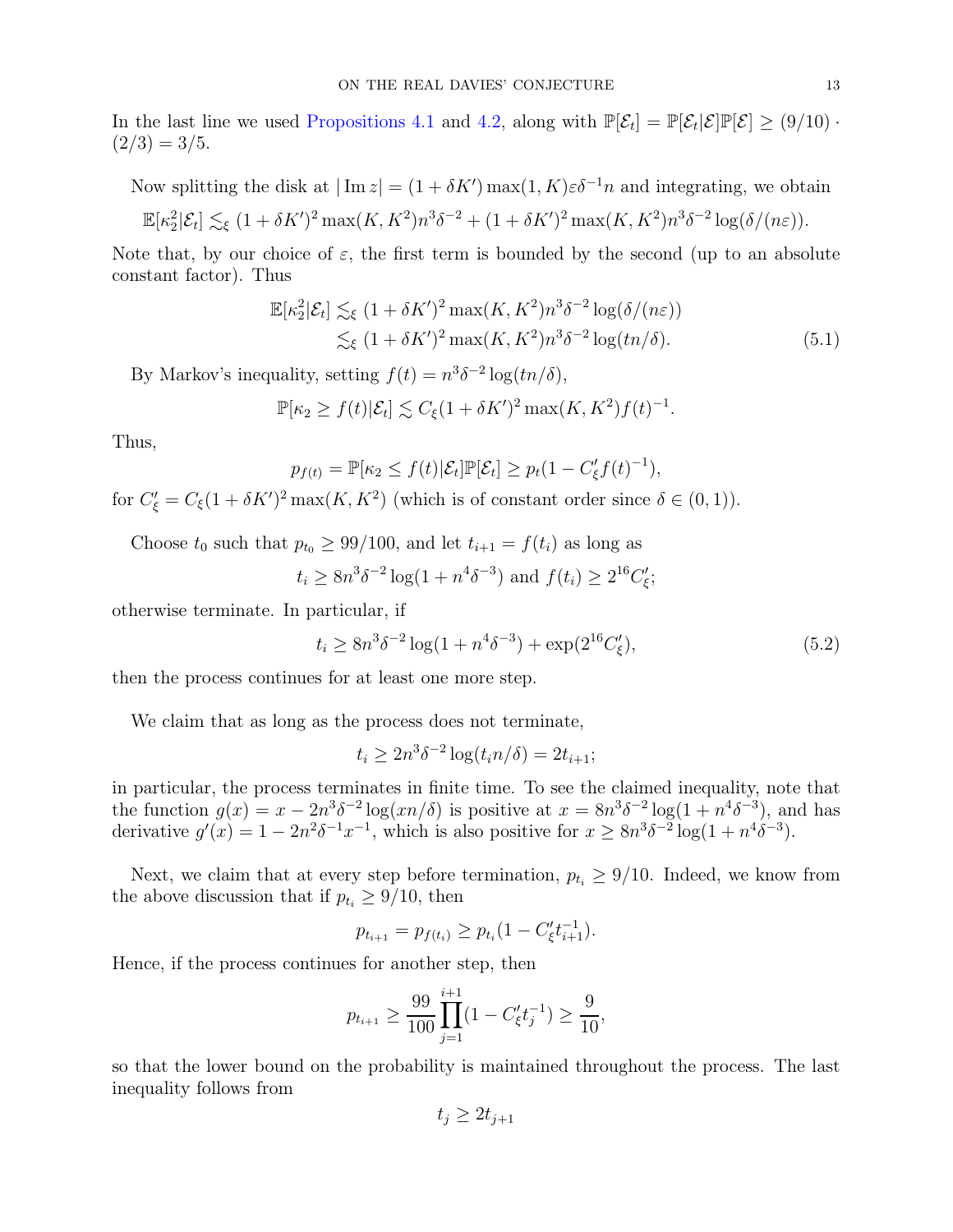In the last line we used Propositions 4.1 and 4.2, along with $\mathbb{P}[\mathcal{E}_t] = \mathbb{P}[\mathcal{E}_t|\mathcal{E}]\mathbb{P}[\mathcal{E}] \geq (9/10)\cdot(2/3) = 3/5$.

Now splitting the disk at $|\operatorname{Im} z| = (1+\delta K')\max(1,K)\varepsilon\delta^{-1}n$ and integrating, we obtain

$$\mathbb{E}[\kappa_2^2|\mathcal{E}_t] \lesssim_\xi (1+\delta K')^2\max(K,K^2)n^3\delta^{-2} + (1+\delta K')^2\max(K,K^2)n^3\delta^{-2}\log(\delta/(n\varepsilon)).$$

Note that, by our choice of $\varepsilon$, the first term is bounded by the second (up to an absolute constant factor). Thus

$$\begin{aligned}
\mathbb{E}[\kappa_2^2|\mathcal{E}_t] &\lesssim_\xi (1+\delta K')^2\max(K,K^2)n^3\delta^{-2}\log(\delta/(n\varepsilon)) \\
&\lesssim_\xi (1+\delta K')^2\max(K,K^2)n^3\delta^{-2}\log(tn/\delta). \qquad (5.1)
\end{aligned}$$

By Markov's inequality, setting $f(t) = n^3\delta^{-2}\log(tn/\delta)$,

$$\mathbb{P}[\kappa_2 \geq f(t)|\mathcal{E}_t] \lesssim C_\xi(1+\delta K')^2\max(K,K^2)f(t)^{-1}.$$

Thus,

$$p_{f(t)} = \mathbb{P}[\kappa_2 \leq f(t)|\mathcal{E}_t]\mathbb{P}[\mathcal{E}_t] \geq p_t(1 - C'_\xi f(t)^{-1}),$$

for $C'_\xi = C_\xi(1+\delta K')^2\max(K,K^2)$ (which is of constant order since $\delta \in (0,1)$).

Choose $t_0$ such that $p_{t_0} \geq 99/100$, and let $t_{i+1} = f(t_i)$ as long as

$$t_i \geq 8n^3\delta^{-2}\log(1+n^4\delta^{-3}) \text{ and } f(t_i) \geq 2^{16}C'_\xi;$$

otherwise terminate. In particular, if

$$t_i \geq 8n^3\delta^{-2}\log(1+n^4\delta^{-3}) + \exp(2^{16}C'_\xi), \qquad (5.2)$$

then the process continues for at least one more step.

We claim that as long as the process does not terminate,

$$t_i \geq 2n^3\delta^{-2}\log(t_i n/\delta) = 2t_{i+1};$$

in particular, the process terminates in finite time. To see the claimed inequality, note that the function $g(x) = x - 2n^3\delta^{-2}\log(xn/\delta)$ is positive at $x = 8n^3\delta^{-2}\log(1+n^4\delta^{-3})$, and has derivative $g'(x) = 1 - 2n^2\delta^{-1}x^{-1}$, which is also positive for $x \geq 8n^3\delta^{-2}\log(1+n^4\delta^{-3})$.

Next, we claim that at every step before termination, $p_{t_i} \geq 9/10$. Indeed, we know from the above discussion that if $p_{t_i} \geq 9/10$, then

$$p_{t_{i+1}} = p_{f(t_i)} \geq p_{t_i}(1 - C'_\xi t_{i+1}^{-1}).$$

Hence, if the process continues for another step, then

$$p_{t_{i+1}} \geq \frac{99}{100}\prod_{j=1}^{i+1}(1 - C'_\xi t_j^{-1}) \geq \frac{9}{10},$$

so that the lower bound on the probability is maintained throughout the process. The last inequality follows from

$$t_j \geq 2t_{j+1}$$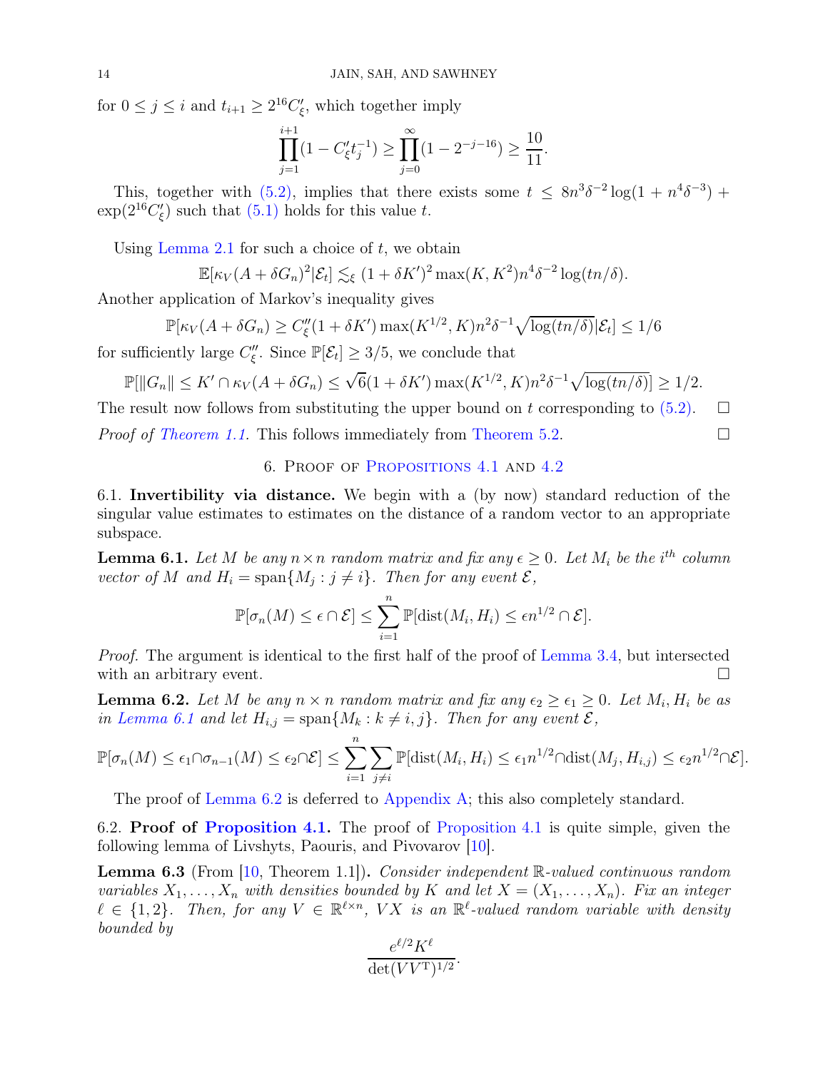for $0 \le j \le i$ and $t_{i+1} \ge 2^{16}C'_\xi$, which together imply

$$\prod_{j=1}^{i+1}(1 - C'_\xi t_j^{-1}) \ge \prod_{j=0}^{\infty}(1 - 2^{-j-16}) \ge \frac{10}{11}.$$

This, together with (5.2), implies that there exists some $t \le 8n^3\delta^{-2}\log(1 + n^4\delta^{-3}) + \exp(2^{16}C'_\xi)$ such that (5.1) holds for this value $t$.

Using Lemma 2.1 for such a choice of $t$, we obtain

$$\mathbb{E}[\kappa_V(A + \delta G_n)^2|\mathcal{E}_t] \lesssim_\xi (1 + \delta K')^2 \max(K, K^2) n^4 \delta^{-2}\log(tn/\delta).$$

Another application of Markov's inequality gives

$$\mathbb{P}[\kappa_V(A + \delta G_n) \ge C''_\xi(1 + \delta K')\max(K^{1/2}, K)n^2\delta^{-1}\sqrt{\log(tn/\delta)}|\mathcal{E}_t] \le 1/6$$

for sufficiently large $C''_\xi$. Since $\mathbb{P}[\mathcal{E}_t] \ge 3/5$, we conclude that

$$\mathbb{P}[\|G_n\| \le K' \cap \kappa_V(A + \delta G_n) \le \sqrt{6}(1 + \delta K')\max(K^{1/2}, K)n^2\delta^{-1}\sqrt{\log(tn/\delta)}] \ge 1/2.$$

The result now follows from substituting the upper bound on $t$ corresponding to (5.2). $\square$

*Proof of Theorem 1.1.* This follows immediately from Theorem 5.2. $\square$

## 6. Proof of Propositions 4.1 and 4.2

### 6.1. Invertibility via distance.

We begin with a (by now) standard reduction of the singular value estimates to estimates on the distance of a random vector to an appropriate subspace.

**Lemma 6.1.** *Let $M$ be any $n \times n$ random matrix and fix any $\epsilon \ge 0$. Let $M_i$ be the $i^{th}$ column vector of $M$ and $H_i = \operatorname{span}\{M_j : j \ne i\}$. Then for any event $\mathcal{E}$,*

$$\mathbb{P}[\sigma_n(M) \le \epsilon \cap \mathcal{E}] \le \sum_{i=1}^{n} \mathbb{P}[\operatorname{dist}(M_i, H_i) \le \epsilon n^{1/2} \cap \mathcal{E}].$$

*Proof.* The argument is identical to the first half of the proof of Lemma 3.4, but intersected with an arbitrary event. $\square$

**Lemma 6.2.** *Let $M$ be any $n \times n$ random matrix and fix any $\epsilon_2 \ge \epsilon_1 \ge 0$. Let $M_i, H_i$ be as in Lemma 6.1 and let $H_{i,j} = \operatorname{span}\{M_k : k \ne i, j\}$. Then for any event $\mathcal{E}$,*

$$\mathbb{P}[\sigma_n(M) \le \epsilon_1 \cap \sigma_{n-1}(M) \le \epsilon_2 \cap \mathcal{E}] \le \sum_{i=1}^{n}\sum_{j\ne i} \mathbb{P}[\operatorname{dist}(M_i, H_i) \le \epsilon_1 n^{1/2} \cap \operatorname{dist}(M_j, H_{i,j}) \le \epsilon_2 n^{1/2} \cap \mathcal{E}].$$

The proof of Lemma 6.2 is deferred to Appendix A; this also completely standard.

### 6.2. Proof of Proposition 4.1.

The proof of Proposition 4.1 is quite simple, given the following lemma of Livshyts, Paouris, and Pivovarov [10].

**Lemma 6.3** (From [10, Theorem 1.1])**.** *Consider independent $\mathbb{R}$-valued continuous random variables $X_1, \ldots, X_n$ with densities bounded by $K$ and let $X = (X_1, \ldots, X_n)$. Fix an integer $\ell \in \{1, 2\}$. Then, for any $V \in \mathbb{R}^{\ell \times n}$, $VX$ is an $\mathbb{R}^\ell$-valued random variable with density bounded by*

$$\frac{e^{\ell/2}K^\ell}{\det(VV^{\intercal})^{1/2}}.$$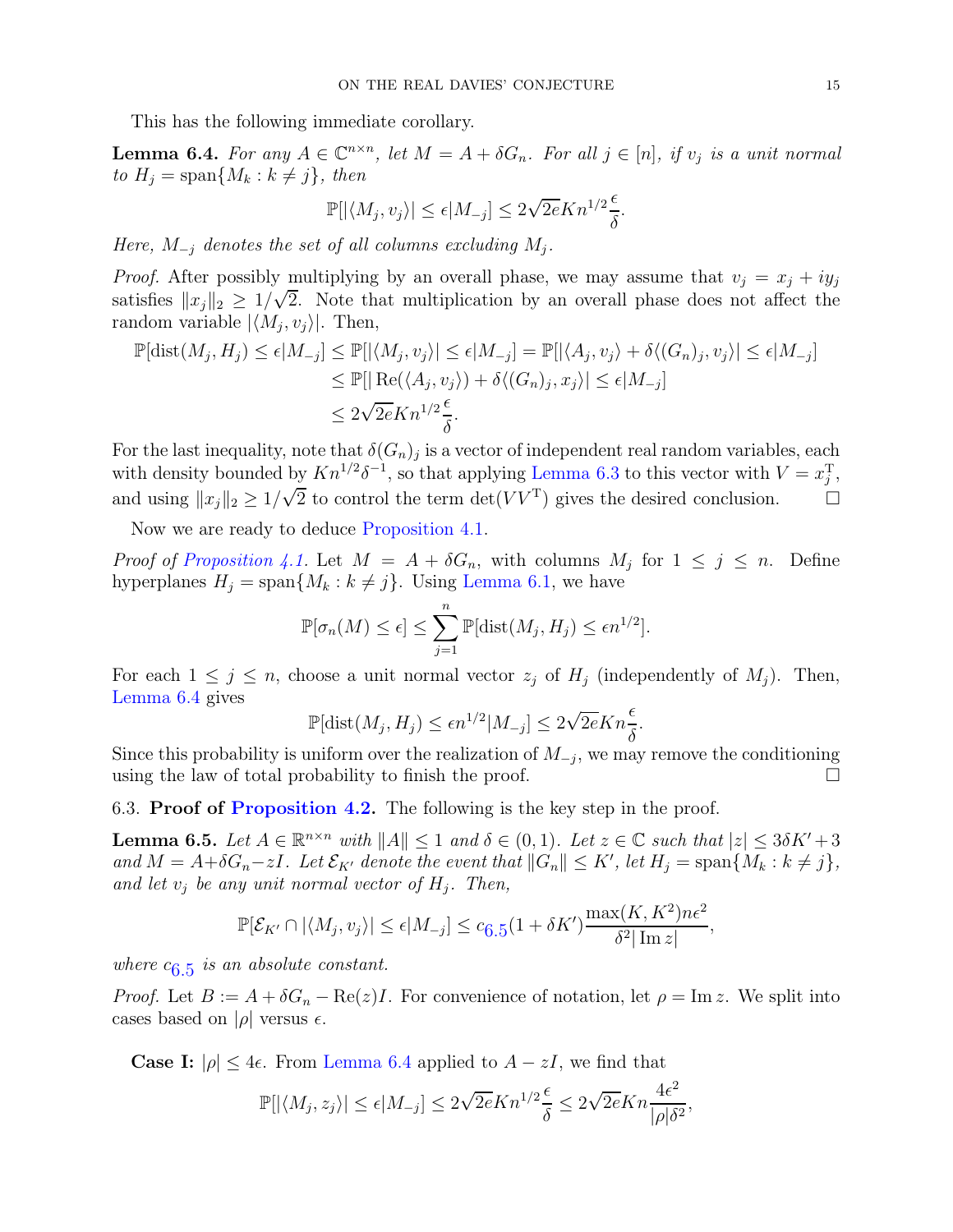This has the following immediate corollary.

**Lemma 6.4.** *For any $A \in \mathbb{C}^{n\times n}$, let $M = A + \delta G_n$. For all $j \in [n]$, if $v_j$ is a unit normal to $H_j = \operatorname{span}\{M_k : k \neq j\}$, then*

$$\mathbb{P}[|\langle M_j, v_j\rangle| \leq \epsilon | M_{-j}] \leq 2\sqrt{2e}Kn^{1/2}\frac{\epsilon}{\delta}.$$

*Here, $M_{-j}$ denotes the set of all columns excluding $M_j$.*

*Proof.* After possibly multiplying by an overall phase, we may assume that $v_j = x_j + iy_j$ satisfies $\|x_j\|_2 \geq 1/\sqrt{2}$. Note that multiplication by an overall phase does not affect the random variable $|\langle M_j, v_j\rangle|$. Then,

$$\begin{aligned}
\mathbb{P}[\operatorname{dist}(M_j, H_j) \leq \epsilon | M_{-j}] &\leq \mathbb{P}[|\langle M_j, v_j\rangle| \leq \epsilon | M_{-j}] = \mathbb{P}[|\langle A_j, v_j\rangle + \delta\langle (G_n)_j, v_j\rangle| \leq \epsilon | M_{-j}] \\
&\leq \mathbb{P}[|\operatorname{Re}(\langle A_j, v_j\rangle) + \delta\langle (G_n)_j, x_j\rangle| \leq \epsilon | M_{-j}] \\
&\leq 2\sqrt{2e}Kn^{1/2}\frac{\epsilon}{\delta}.
\end{aligned}$$

For the last inequality, note that $\delta(G_n)_j$ is a vector of independent real random variables, each with density bounded by $Kn^{1/2}\delta^{-1}$, so that applying Lemma 6.3 to this vector with $V = x_j^{\mathrm{T}}$, and using $\|x_j\|_2 \geq 1/\sqrt{2}$ to control the term $\det(VV^{\mathrm{T}})$ gives the desired conclusion. □

Now we are ready to deduce Proposition 4.1.

*Proof of Proposition 4.1.* Let $M = A + \delta G_n$, with columns $M_j$ for $1 \leq j \leq n$. Define hyperplanes $H_j = \operatorname{span}\{M_k : k \neq j\}$. Using Lemma 6.1, we have

$$\mathbb{P}[\sigma_n(M) \leq \epsilon] \leq \sum_{j=1}^{n} \mathbb{P}[\operatorname{dist}(M_j, H_j) \leq \epsilon n^{1/2}].$$

For each $1 \leq j \leq n$, choose a unit normal vector $z_j$ of $H_j$ (independently of $M_j$). Then, Lemma 6.4 gives

$$\mathbb{P}[\operatorname{dist}(M_j, H_j) \leq \epsilon n^{1/2} | M_{-j}] \leq 2\sqrt{2e}Kn\frac{\epsilon}{\delta}.$$

Since this probability is uniform over the realization of $M_{-j}$, we may remove the conditioning using the law of total probability to finish the proof. □

### 6.3. Proof of Proposition 4.2.

The following is the key step in the proof.

**Lemma 6.5.** *Let $A \in \mathbb{R}^{n\times n}$ with $\|A\| \leq 1$ and $\delta \in (0, 1)$. Let $z \in \mathbb{C}$ such that $|z| \leq 3\delta K' + 3$ and $M = A + \delta G_n - zI$. Let $\mathcal{E}_{K'}$ denote the event that $\|G_n\| \leq K'$, let $H_j = \operatorname{span}\{M_k : k \neq j\}$, and let $v_j$ be any unit normal vector of $H_j$. Then,*

$$\mathbb{P}[\mathcal{E}_{K'} \cap |\langle M_j, v_j\rangle| \leq \epsilon | M_{-j}] \leq c_{6.5}(1 + \delta K')\frac{\max(K, K^2)n\epsilon^2}{\delta^2|\operatorname{Im} z|},$$

*where $c_{6.5}$ is an absolute constant.*

*Proof.* Let $B := A + \delta G_n - \operatorname{Re}(z)I$. For convenience of notation, let $\rho = \operatorname{Im} z$. We split into cases based on $|\rho|$ versus $\epsilon$.

**Case I:** $|\rho| \leq 4\epsilon$. From Lemma 6.4 applied to $A - zI$, we find that

$$\mathbb{P}[|\langle M_j, z_j\rangle| \leq \epsilon | M_{-j}] \leq 2\sqrt{2e}Kn^{1/2}\frac{\epsilon}{\delta} \leq 2\sqrt{2e}Kn\frac{4\epsilon^2}{|\rho|\delta^2},$$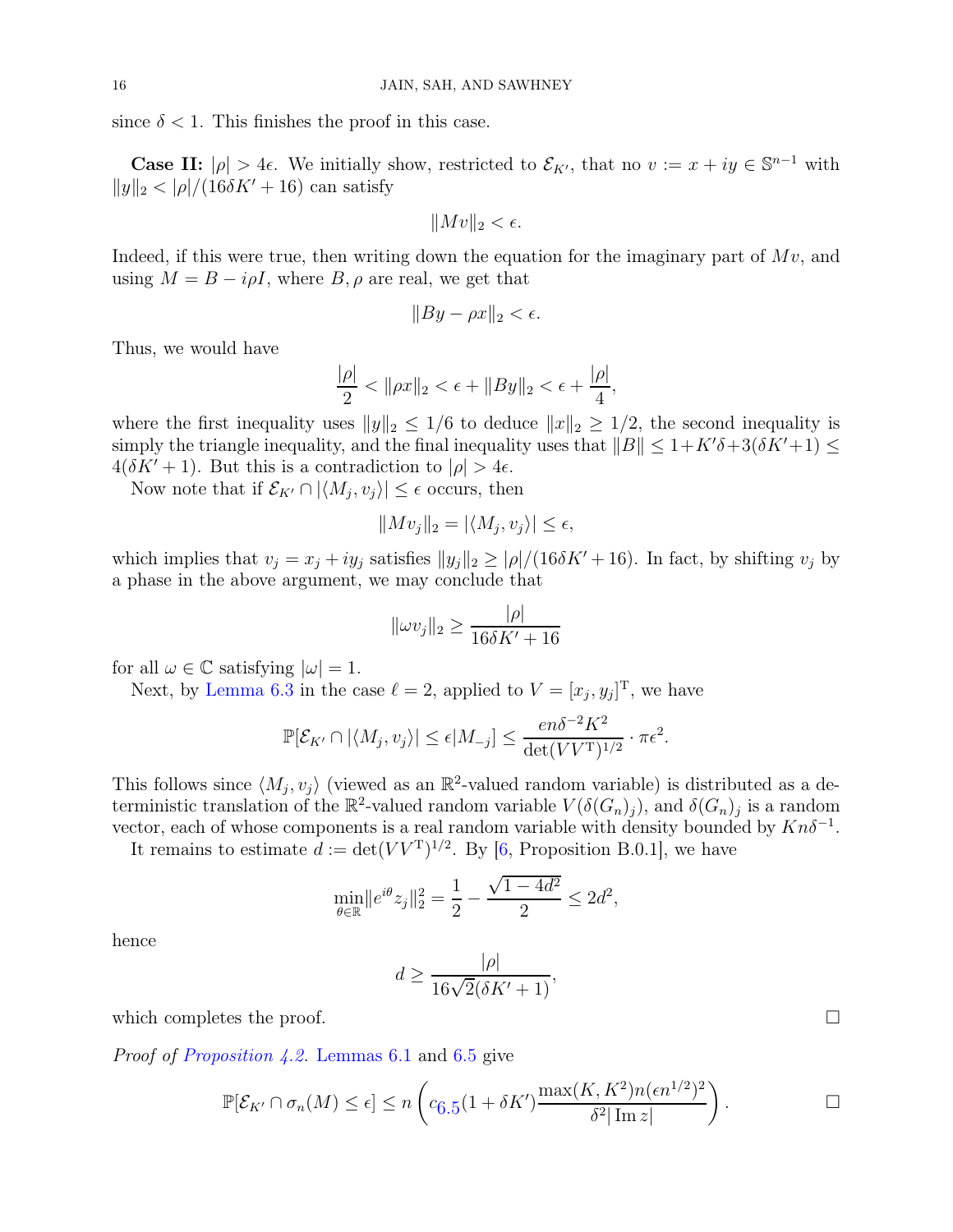since $\delta < 1$. This finishes the proof in this case.

**Case II:** $|\rho| > 4\epsilon$. We initially show, restricted to $\mathcal{E}_{K'}$, that no $v := x + iy \in \mathbb{S}^{n-1}$ with $\|y\|_2 < |\rho|/(16\delta K' + 16)$ can satisfy

$$\|Mv\|_2 < \epsilon.$$

Indeed, if this were true, then writing down the equation for the imaginary part of $Mv$, and using $M = B - i\rho I$, where $B, \rho$ are real, we get that

$$\|By - \rho x\|_2 < \epsilon.$$

Thus, we would have

$$\frac{|\rho|}{2} < \|\rho x\|_2 < \epsilon + \|By\|_2 < \epsilon + \frac{|\rho|}{4},$$

where the first inequality uses $\|y\|_2 \le 1/6$ to deduce $\|x\|_2 \ge 1/2$, the second inequality is simply the triangle inequality, and the final inequality uses that $\|B\| \le 1 + K'\delta + 3(\delta K' + 1) \le 4(\delta K' + 1)$. But this is a contradiction to $|\rho| > 4\epsilon$.

Now note that if $\mathcal{E}_{K'} \cap |\langle M_j, v_j \rangle| \le \epsilon$ occurs, then

$$\|Mv_j\|_2 = |\langle M_j, v_j \rangle| \le \epsilon,$$

which implies that $v_j = x_j + iy_j$ satisfies $\|y_j\|_2 \ge |\rho|/(16\delta K' + 16)$. In fact, by shifting $v_j$ by a phase in the above argument, we may conclude that

$$\|\omega v_j\|_2 \ge \frac{|\rho|}{16\delta K' + 16}$$

for all $\omega \in \mathbb{C}$ satisfying $|\omega| = 1$.

Next, by Lemma 6.3 in the case $\ell = 2$, applied to $V = [x_j, y_j]^{\mathrm{T}}$, we have

$$\mathbb{P}[\mathcal{E}_{K'} \cap |\langle M_j, v_j \rangle| \le \epsilon | M_{-j}] \le \frac{en\delta^{-2}K^2}{\det(VV^{\mathrm{T}})^{1/2}} \cdot \pi\epsilon^2.$$

This follows since $\langle M_j, v_j \rangle$ (viewed as an $\mathbb{R}^2$-valued random variable) is distributed as a deterministic translation of the $\mathbb{R}^2$-valued random variable $V(\delta(G_n)_j)$, and $\delta(G_n)_j$ is a random vector, each of whose components is a real random variable with density bounded by $Kn\delta^{-1}$.

It remains to estimate $d := \det(VV^{\mathrm{T}})^{1/2}$. By [6, Proposition B.0.1], we have

$$\min_{\theta \in \mathbb{R}} \|e^{i\theta} z_j\|_2^2 = \frac{1}{2} - \frac{\sqrt{1 - 4d^2}}{2} \le 2d^2,$$

hence

$$d \ge \frac{|\rho|}{16\sqrt{2}(\delta K' + 1)},$$

which completes the proof. $\square$

*Proof of Proposition 4.2.* Lemmas 6.1 and 6.5 give

$$\mathbb{P}[\mathcal{E}_{K'} \cap \sigma_n(M) \le \epsilon] \le n\left(c_{6.5}(1 + \delta K')\frac{\max(K, K^2)n(\epsilon n^{1/2})^2}{\delta^2 |\operatorname{Im} z|}\right). \qquad \square$$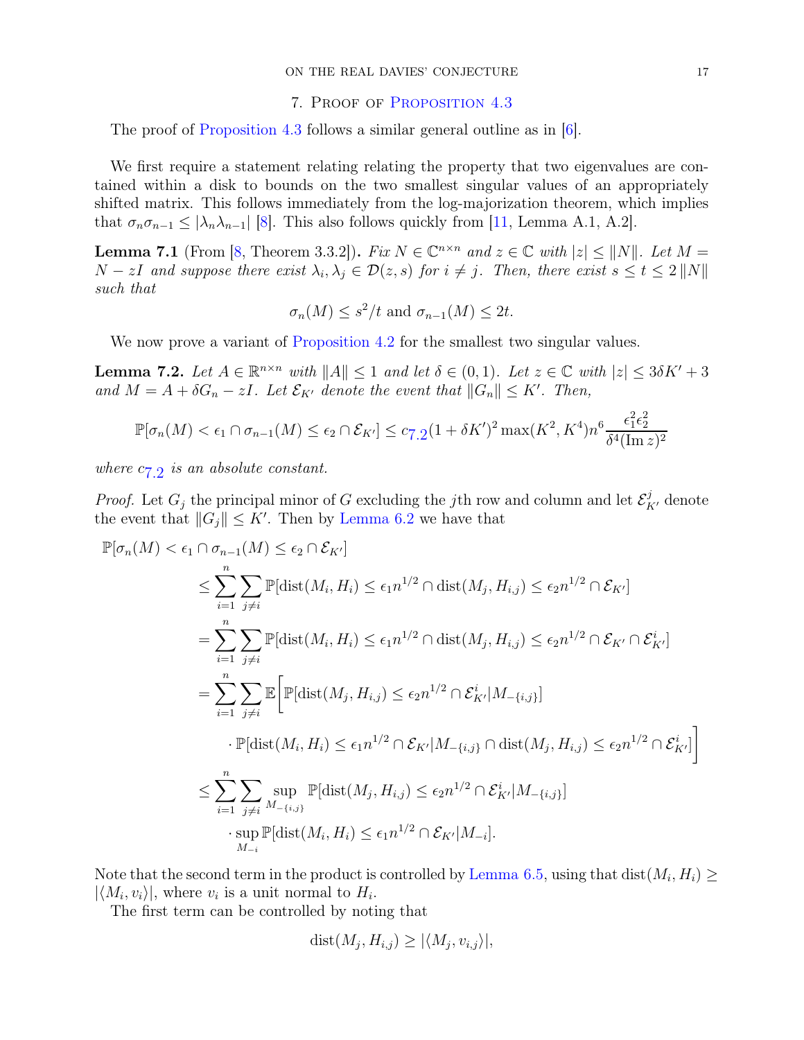## 7. Proof of Proposition 4.3

The proof of Proposition 4.3 follows a similar general outline as in [6].

We first require a statement relating relating the property that two eigenvalues are contained within a disk to bounds on the two smallest singular values of an appropriately shifted matrix. This follows immediately from the log-majorization theorem, which implies that $\sigma_n \sigma_{n-1} \leq |\lambda_n \lambda_{n-1}|$ [8]. This also follows quickly from [11, Lemma A.1, A.2].

**Lemma 7.1** (From [8, Theorem 3.3.2])**.** *Fix $N \in \mathbb{C}^{n\times n}$ and $z \in \mathbb{C}$ with $|z| \leq \|N\|$. Let $M = N - zI$ and suppose there exist $\lambda_i, \lambda_j \in \mathcal{D}(z,s)$ for $i \neq j$. Then, there exist $s \leq t \leq 2\|N\|$ such that*

$$\sigma_n(M) \leq s^2/t \text{ and } \sigma_{n-1}(M) \leq 2t.$$

We now prove a variant of Proposition 4.2 for the smallest two singular values.

**Lemma 7.2.** *Let $A \in \mathbb{R}^{n\times n}$ with $\|A\| \leq 1$ and let $\delta \in (0,1)$. Let $z \in \mathbb{C}$ with $|z| \leq 3\delta K' + 3$ and $M = A + \delta G_n - zI$. Let $\mathcal{E}_{K'}$ denote the event that $\|G_n\| \leq K'$. Then,*

$$\mathbb{P}[\sigma_n(M) < \epsilon_1 \cap \sigma_{n-1}(M) \leq \epsilon_2 \cap \mathcal{E}_{K'}] \leq c_{7.2}(1+\delta K')^2 \max(K^2, K^4) n^6 \frac{\epsilon_1^2 \epsilon_2^2}{\delta^4 (\operatorname{Im} z)^2}$$

*where $c_{7.2}$ is an absolute constant.*

*Proof.* Let $G_j$ the principal minor of $G$ excluding the $j$th row and column and let $\mathcal{E}_{K'}^j$ denote the event that $\|G_j\| \leq K'$. Then by Lemma 6.2 we have that

$$\begin{aligned}
&\mathbb{P}[\sigma_n(M) < \epsilon_1 \cap \sigma_{n-1}(M) \leq \epsilon_2 \cap \mathcal{E}_{K'}] \\
&\quad\leq \sum_{i=1}^n \sum_{j\neq i} \mathbb{P}[\operatorname{dist}(M_i, H_i) \leq \epsilon_1 n^{1/2} \cap \operatorname{dist}(M_j, H_{i,j}) \leq \epsilon_2 n^{1/2} \cap \mathcal{E}_{K'}] \\
&\quad= \sum_{i=1}^n \sum_{j\neq i} \mathbb{P}[\operatorname{dist}(M_i, H_i) \leq \epsilon_1 n^{1/2} \cap \operatorname{dist}(M_j, H_{i,j}) \leq \epsilon_2 n^{1/2} \cap \mathcal{E}_{K'} \cap \mathcal{E}_{K'}^i] \\
&\quad= \sum_{i=1}^n \sum_{j\neq i} \mathbb{E}\Big[\mathbb{P}[\operatorname{dist}(M_j, H_{i,j}) \leq \epsilon_2 n^{1/2} \cap \mathcal{E}_{K'}^i | M_{-\{i,j\}}] \\
&\qquad\quad \cdot \mathbb{P}[\operatorname{dist}(M_i, H_i) \leq \epsilon_1 n^{1/2} \cap \mathcal{E}_{K'} | M_{-\{i,j\}} \cap \operatorname{dist}(M_j, H_{i,j}) \leq \epsilon_2 n^{1/2} \cap \mathcal{E}_{K'}^i]\Big] \\
&\quad\leq \sum_{i=1}^n \sum_{j\neq i} \sup_{M_{-\{i,j\}}} \mathbb{P}[\operatorname{dist}(M_j, H_{i,j}) \leq \epsilon_2 n^{1/2} \cap \mathcal{E}_{K'}^i | M_{-\{i,j\}}] \\
&\qquad\quad \cdot \sup_{M_{-i}} \mathbb{P}[\operatorname{dist}(M_i, H_i) \leq \epsilon_1 n^{1/2} \cap \mathcal{E}_{K'} | M_{-i}].
\end{aligned}$$

Note that the second term in the product is controlled by Lemma 6.5, using that $\operatorname{dist}(M_i, H_i) \geq |\langle M_i, v_i\rangle|$, where $v_i$ is a unit normal to $H_i$.

The first term can be controlled by noting that

$$\operatorname{dist}(M_j, H_{i,j}) \geq |\langle M_j, v_{i,j}\rangle|,$$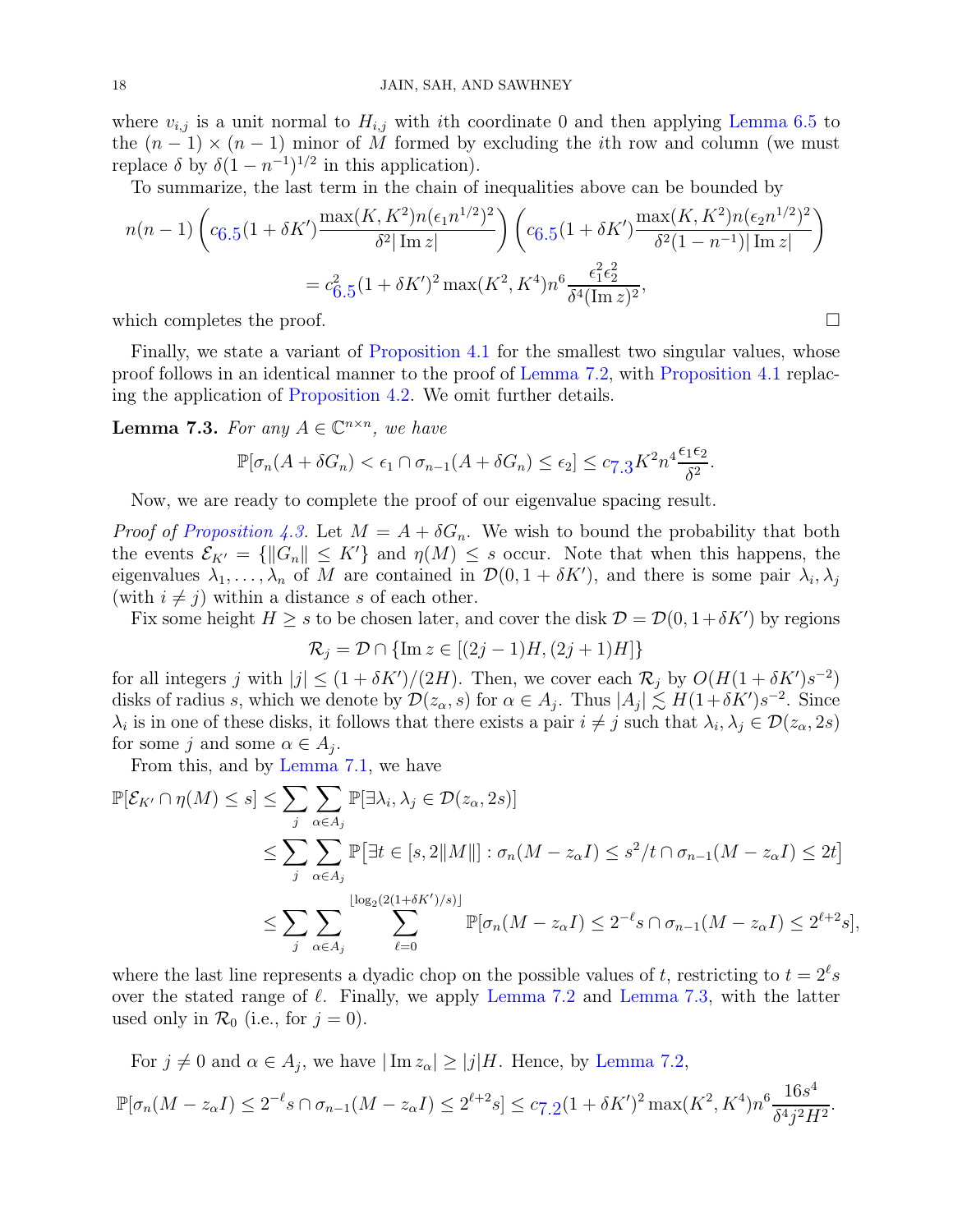where $v_{i,j}$ is a unit normal to $H_{i,j}$ with $i$th coordinate 0 and then applying Lemma 6.5 to the $(n-1)\times(n-1)$ minor of $M$ formed by excluding the $i$th row and column (we must replace $\delta$ by $\delta(1-n^{-1})^{1/2}$ in this application).

To summarize, the last term in the chain of inequalities above can be bounded by

$$n(n-1)\left(c_{6.5}(1+\delta K')\frac{\max(K,K^2)n(\epsilon_1 n^{1/2})^2}{\delta^2|\operatorname{Im} z|}\right)\left(c_{6.5}(1+\delta K')\frac{\max(K^2)n(\epsilon_2 n^{1/2})^2}{\delta^2(1-n^{-1})|\operatorname{Im} z|}\right)$$
$$= c_{6.5}^2(1+\delta K')^2\max(K^2,K^4)n^6\frac{\epsilon_1^2\epsilon_2^2}{\delta^4(\operatorname{Im} z)^2},$$

which completes the proof. □

Finally, we state a variant of Proposition 4.1 for the smallest two singular values, whose proof follows in an identical manner to the proof of Lemma 7.2, with Proposition 4.1 replacing the application of Proposition 4.2. We omit further details.

**Lemma 7.3.** *For any $A \in \mathbb{C}^{n\times n}$, we have*

$$\mathbb{P}[\sigma_n(A+\delta G_n) < \epsilon_1 \cap \sigma_{n-1}(A+\delta G_n) \le \epsilon_2] \le c_{7.3}K^2 n^4 \frac{\epsilon_1\epsilon_2}{\delta^2}.$$

Now, we are ready to complete the proof of our eigenvalue spacing result.

*Proof of Proposition 4.3.* Let $M = A+\delta G_n$. We wish to bound the probability that both the events $\mathcal{E}_{K'} = \{\|G_n\| \le K'\}$ and $\eta(M) \le s$ occur. Note that when this happens, the eigenvalues $\lambda_1,\ldots,\lambda_n$ of $M$ are contained in $\mathcal{D}(0,1+\delta K')$, and there is some pair $\lambda_i,\lambda_j$ (with $i\neq j$) within a distance $s$ of each other.

Fix some height $H \ge s$ to be chosen later, and cover the disk $\mathcal{D} = \mathcal{D}(0,1+\delta K')$ by regions

$$\mathcal{R}_j = \mathcal{D} \cap \{\operatorname{Im} z \in [(2j-1)H,(2j+1)H]\}$$

for all integers $j$ with $|j| \le (1+\delta K')/(2H)$. Then, we cover each $\mathcal{R}_j$ by $O(H(1+\delta K')s^{-2})$ disks of radius $s$, which we denote by $\mathcal{D}(z_\alpha, s)$ for $\alpha \in A_j$. Thus $|A_j| \lesssim H(1+\delta K')s^{-2}$. Since $\lambda_i$ is in one of these disks, it follows that there exists a pair $i\neq j$ such that $\lambda_i,\lambda_j \in \mathcal{D}(z_\alpha, 2s)$ for some $j$ and some $\alpha \in A_j$.

From this, and by Lemma 7.1, we have

$$\begin{aligned}
\mathbb{P}[\mathcal{E}_{K'} \cap \eta(M) \le s] &\le \sum_j \sum_{\alpha\in A_j} \mathbb{P}[\exists \lambda_i,\lambda_j \in \mathcal{D}(z_\alpha,2s)]\\
&\le \sum_j \sum_{\alpha\in A_j} \mathbb{P}\big[\exists t \in [s, 2\|M\|] : \sigma_n(M-z_\alpha I) \le s^2/t \cap \sigma_{n-1}(M-z_\alpha I) \le 2t\big]\\
&\le \sum_j \sum_{\alpha\in A_j} \sum_{\ell=0}^{\lfloor \log_2(2(1+\delta K')/s)\rfloor} \mathbb{P}[\sigma_n(M-z_\alpha I) \le 2^{-\ell}s \cap \sigma_{n-1}(M-z_\alpha I) \le 2^{\ell+2}s],
\end{aligned}$$

where the last line represents a dyadic chop on the possible values of $t$, restricting to $t = 2^\ell s$ over the stated range of $\ell$. Finally, we apply Lemma 7.2 and Lemma 7.3, with the latter used only in $\mathcal{R}_0$ (i.e., for $j=0$).

For $j \neq 0$ and $\alpha \in A_j$, we have $|\operatorname{Im} z_\alpha| \ge |j|H$. Hence, by Lemma 7.2,

$$\mathbb{P}[\sigma_n(M-z_\alpha I) \le 2^{-\ell}s \cap \sigma_{n-1}(M-z_\alpha I) \le 2^{\ell+2}s] \le c_{7.2}(1+\delta K')^2\max(K^2,K^4)n^6\frac{16s^4}{\delta^4 j^2 H^2}.$$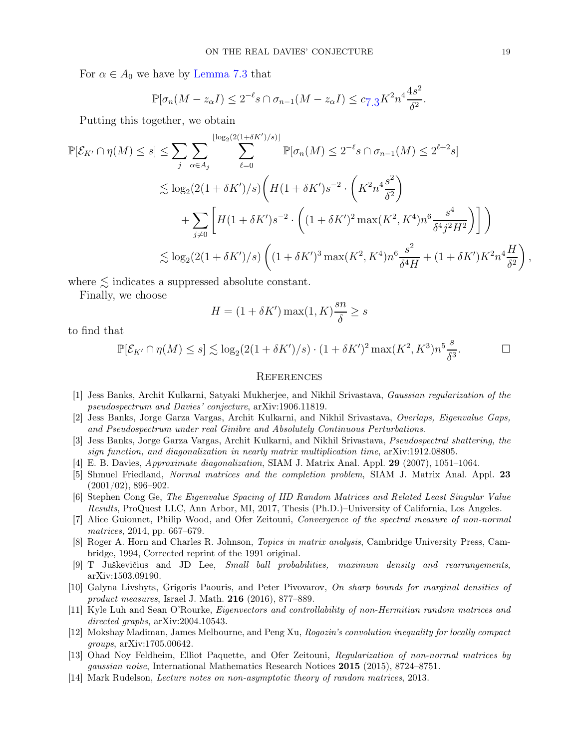For $\alpha \in A_0$ we have by Lemma 7.3 that

$$\mathbb{P}[\sigma_n(M - z_\alpha I) \le 2^{-\ell}s \cap \sigma_{n-1}(M - z_\alpha I) \le c_{7.3}K^2 n^4 \frac{4s^2}{\delta^2}.$$

Putting this together, we obtain

$$\begin{aligned}
\mathbb{P}[\mathcal{E}_{K'} \cap \eta(M) \le s] &\le \sum_j \sum_{\alpha \in A_j} \sum_{\ell=0}^{\lfloor \log_2(2(1+\delta K')/s) \rfloor} \mathbb{P}[\sigma_n(M) \le 2^{-\ell}s \cap \sigma_{n-1}(M) \le 2^{\ell+2}s] \\
&\lesssim \log_2(2(1+\delta K')/s)\Bigg( H(1+\delta K')s^{-2} \cdot \left( K^2 n^4 \frac{s^2}{\delta^2} \right) \\
&\quad + \sum_{j \ne 0} \left[ H(1+\delta K')s^{-2} \cdot \left( (1+\delta K')^2 \max(K^2, K^4) n^6 \frac{s^4}{\delta^4 j^2 H^2} \right) \right] \Bigg) \\
&\lesssim \log_2(2(1+\delta K')/s) \left( (1+\delta K')^3 \max(K^2, K^4) n^6 \frac{s^2}{\delta^4 H} + (1+\delta K')K^2 n^4 \frac{H}{\delta^2} \right),
\end{aligned}$$

where $\lesssim$ indicates a suppressed absolute constant.

Finally, we choose

$$H = (1+\delta K')\max(1, K)\frac{sn}{\delta} \ge s$$

to find that

$$\mathbb{P}[\mathcal{E}_{K'} \cap \eta(M) \le s] \lesssim \log_2(2(1+\delta K')/s) \cdot (1+\delta K')^2 \max(K^2, K^3) n^5 \frac{s}{\delta^3}. \qquad \square$$

## References

[1] Jess Banks, Archit Kulkarni, Satyaki Mukherjee, and Nikhil Srivastava, *Gaussian regularization of the pseudospectrum and Davies' conjecture*, arXiv:1906.11819.

[2] Jess Banks, Jorge Garza Vargas, Archit Kulkarni, and Nikhil Srivastava, *Overlaps, Eigenvalue Gaps, and Pseudospectrum under real Ginibre and Absolutely Continuous Perturbations*.

[3] Jess Banks, Jorge Garza Vargas, Archit Kulkarni, and Nikhil Srivastava, *Pseudospectral shattering, the sign function, and diagonalization in nearly matrix multiplication time*, arXiv:1912.08805.

[4] E. B. Davies, *Approximate diagonalization*, SIAM J. Matrix Anal. Appl. **29** (2007), 1051–1064.

[5] Shmuel Friedland, *Normal matrices and the completion problem*, SIAM J. Matrix Anal. Appl. **23** (2001/02), 896–902.

[6] Stephen Cong Ge, *The Eigenvalue Spacing of IID Random Matrices and Related Least Singular Value Results*, ProQuest LLC, Ann Arbor, MI, 2017, Thesis (Ph.D.)–University of California, Los Angeles.

[7] Alice Guionnet, Philip Wood, and Ofer Zeitouni, *Convergence of the spectral measure of non-normal matrices*, 2014, pp. 667–679.

[8] Roger A. Horn and Charles R. Johnson, *Topics in matrix analysis*, Cambridge University Press, Cambridge, 1994, Corrected reprint of the 1991 original.

[9] T Juškevičius and JD Lee, *Small ball probabilities, maximum density and rearrangements*, arXiv:1503.09190.

[10] Galyna Livshyts, Grigoris Paouris, and Peter Pivovarov, *On sharp bounds for marginal densities of product measures*, Israel J. Math. **216** (2016), 877–889.

[11] Kyle Luh and Sean O'Rourke, *Eigenvectors and controllability of non-Hermitian random matrices and directed graphs*, arXiv:2004.10543.

[12] Mokshay Madiman, James Melbourne, and Peng Xu, *Rogozin's convolution inequality for locally compact groups*, arXiv:1705.00642.

[13] Ohad Noy Feldheim, Elliot Paquette, and Ofer Zeitouni, *Regularization of non-normal matrices by gaussian noise*, International Mathematics Research Notices **2015** (2015), 8724–8751.

[14] Mark Rudelson, *Lecture notes on non-asymptotic theory of random matrices*, 2013.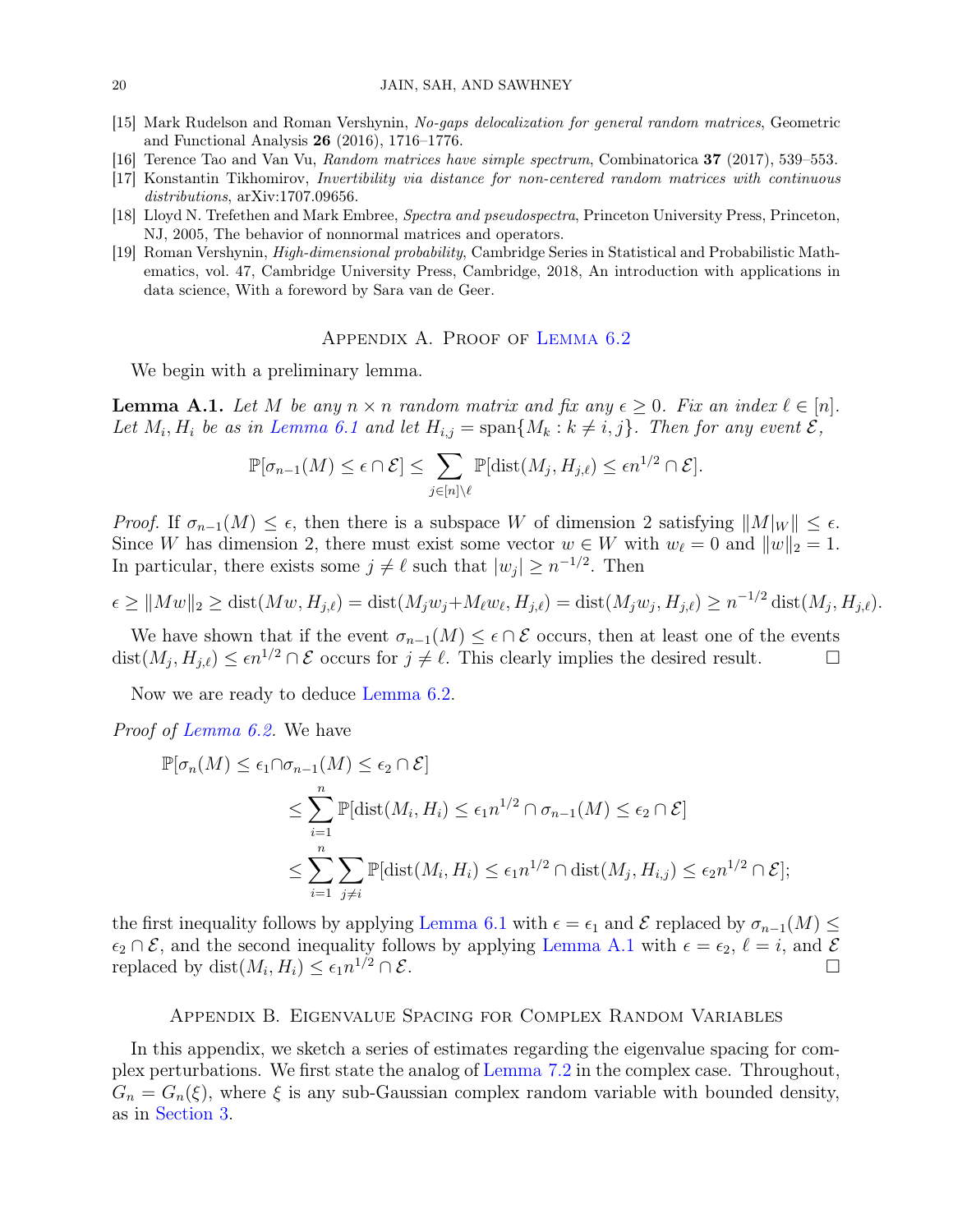[15] Mark Rudelson and Roman Vershynin, *No-gaps delocalization for general random matrices*, Geometric and Functional Analysis **26** (2016), 1716–1776.

[16] Terence Tao and Van Vu, *Random matrices have simple spectrum*, Combinatorica **37** (2017), 539–553.

[17] Konstantin Tikhomirov, *Invertibility via distance for non-centered random matrices with continuous distributions*, arXiv:1707.09656.

[18] Lloyd N. Trefethen and Mark Embree, *Spectra and pseudospectra*, Princeton University Press, Princeton, NJ, 2005, The behavior of nonnormal matrices and operators.

[19] Roman Vershynin, *High-dimensional probability*, Cambridge Series in Statistical and Probabilistic Mathematics, vol. 47, Cambridge University Press, Cambridge, 2018, An introduction with applications in data science, With a foreword by Sara van de Geer.

## Appendix A. Proof of Lemma 6.2

We begin with a preliminary lemma.

**Lemma A.1.** *Let $M$ be any $n \times n$ random matrix and fix any $\epsilon \geq 0$. Fix an index $\ell \in [n]$. Let $M_i, H_i$ be as in Lemma 6.1 and let $H_{i,j} = \operatorname{span}\{M_k : k \neq i, j\}$. Then for any event $\mathcal{E}$,*

$$\mathbb{P}[\sigma_{n-1}(M) \leq \epsilon \cap \mathcal{E}] \leq \sum_{j \in [n]\setminus \ell} \mathbb{P}[\operatorname{dist}(M_j, H_{j,\ell}) \leq \epsilon n^{1/2} \cap \mathcal{E}].$$

*Proof.* If $\sigma_{n-1}(M) \leq \epsilon$, then there is a subspace $W$ of dimension 2 satisfying $\|M|_W\| \leq \epsilon$. Since $W$ has dimension 2, there must exist some vector $w \in W$ with $w_\ell = 0$ and $\|w\|_2 = 1$. In particular, there exists some $j \neq \ell$ such that $|w_j| \geq n^{-1/2}$. Then

$$\epsilon \geq \|Mw\|_2 \geq \operatorname{dist}(Mw, H_{j,\ell}) = \operatorname{dist}(M_j w_j + M_\ell w_\ell, H_{j,\ell}) = \operatorname{dist}(M_j w_j, H_{j,\ell}) \geq n^{-1/2}\operatorname{dist}(M_j, H_{j,\ell}).$$

We have shown that if the event $\sigma_{n-1}(M) \leq \epsilon \cap \mathcal{E}$ occurs, then at least one of the events $\operatorname{dist}(M_j, H_{j,\ell}) \leq \epsilon n^{1/2} \cap \mathcal{E}$ occurs for $j \neq \ell$. This clearly implies the desired result. $\square$

Now we are ready to deduce Lemma 6.2.

*Proof of Lemma 6.2.* We have

$$\begin{aligned}
\mathbb{P}[\sigma_n(M) \leq \epsilon_1 \cap \sigma_{n-1}(M) \leq \epsilon_2 \cap \mathcal{E}]
&\leq \sum_{i=1}^n \mathbb{P}[\operatorname{dist}(M_i, H_i) \leq \epsilon_1 n^{1/2} \cap \sigma_{n-1}(M) \leq \epsilon_2 \cap \mathcal{E}] \\
&\leq \sum_{i=1}^n \sum_{j \neq i} \mathbb{P}[\operatorname{dist}(M_i, H_i) \leq \epsilon_1 n^{1/2} \cap \operatorname{dist}(M_j, H_{i,j}) \leq \epsilon_2 n^{1/2} \cap \mathcal{E}];
\end{aligned}$$

the first inequality follows by applying Lemma 6.1 with $\epsilon = \epsilon_1$ and $\mathcal{E}$ replaced by $\sigma_{n-1}(M) \leq \epsilon_2 \cap \mathcal{E}$, and the second inequality follows by applying Lemma A.1 with $\epsilon = \epsilon_2$, $\ell = i$, and $\mathcal{E}$ replaced by $\operatorname{dist}(M_i, H_i) \leq \epsilon_1 n^{1/2} \cap \mathcal{E}$. $\square$

## Appendix B. Eigenvalue Spacing for Complex Random Variables

In this appendix, we sketch a series of estimates regarding the eigenvalue spacing for complex perturbations. We first state the analog of Lemma 7.2 in the complex case. Throughout, $G_n = G_n(\xi)$, where $\xi$ is any sub-Gaussian complex random variable with bounded density, as in Section 3.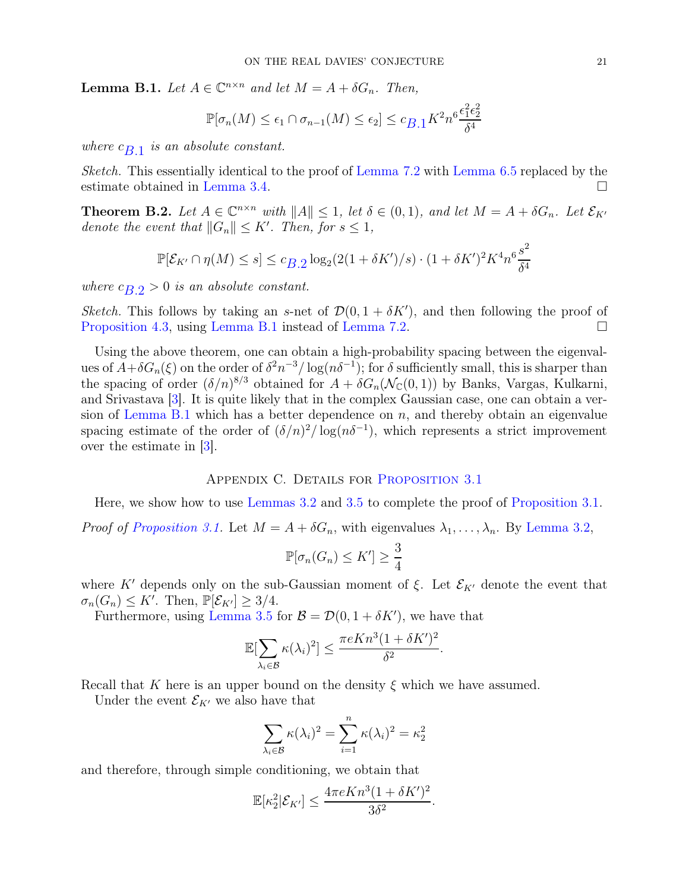**Lemma B.1.** *Let $A \in \mathbb{C}^{n\times n}$ and let $M = A + \delta G_n$. Then,*

$$\mathbb{P}[\sigma_n(M) \le \epsilon_1 \cap \sigma_{n-1}(M) \le \epsilon_2] \le c_{B.1} K^2 n^6 \frac{\epsilon_1^2 \epsilon_2^2}{\delta^4}$$

*where $c_{B.1}$ is an absolute constant.*

*Sketch.* This essentially identical to the proof of Lemma 7.2 with Lemma 6.5 replaced by the estimate obtained in Lemma 3.4. □

**Theorem B.2.** *Let $A \in \mathbb{C}^{n\times n}$ with $\|A\| \le 1$, let $\delta \in (0,1)$, and let $M = A + \delta G_n$. Let $\mathcal{E}_{K'}$ denote the event that $\|G_n\| \le K'$. Then, for $s \le 1$,*

$$\mathbb{P}[\mathcal{E}_{K'} \cap \eta(M) \le s] \le c_{B.2} \log_2(2(1+\delta K')/s) \cdot (1+\delta K')^2 K^4 n^6 \frac{s^2}{\delta^4}$$

*where $c_{B.2} > 0$ is an absolute constant.*

*Sketch.* This follows by taking an $s$-net of $\mathcal{D}(0, 1+\delta K')$, and then following the proof of Proposition 4.3, using Lemma B.1 instead of Lemma 7.2. □

Using the above theorem, one can obtain a high-probability spacing between the eigenvalues of $A+\delta G_n(\xi)$ on the order of $\delta^2 n^{-3}/\log(n\delta^{-1})$; for $\delta$ sufficiently small, this is sharper than the spacing of order $(\delta/n)^{8/3}$ obtained for $A + \delta G_n(\mathcal{N}_{\mathbb{C}}(0,1))$ by Banks, Vargas, Kulkarni, and Srivastava [3]. It is quite likely that in the complex Gaussian case, one can obtain a version of Lemma B.1 which has a better dependence on $n$, and thereby obtain an eigenvalue spacing estimate of the order of $(\delta/n)^2/\log(n\delta^{-1})$, which represents a strict improvement over the estimate in [3].

## Appendix C. Details for Proposition 3.1

Here, we show how to use Lemmas 3.2 and 3.5 to complete the proof of Proposition 3.1.

*Proof of Proposition 3.1.* Let $M = A + \delta G_n$, with eigenvalues $\lambda_1, \ldots, \lambda_n$. By Lemma 3.2,

$$\mathbb{P}[\sigma_n(G_n) \le K'] \ge \frac{3}{4}$$

where $K'$ depends only on the sub-Gaussian moment of $\xi$. Let $\mathcal{E}_{K'}$ denote the event that $\sigma_n(G_n) \le K'$. Then, $\mathbb{P}[\mathcal{E}_{K'}] \ge 3/4$.

Furthermore, using Lemma 3.5 for $\mathcal{B} = \mathcal{D}(0, 1+\delta K')$, we have that

$$\mathbb{E}[\sum_{\lambda_i \in \mathcal{B}} \kappa(\lambda_i)^2] \le \frac{\pi e K n^3 (1+\delta K')^2}{\delta^2}.$$

Recall that $K$ here is an upper bound on the density $\xi$ which we have assumed.

Under the event $\mathcal{E}_{K'}$ we also have that

$$\sum_{\lambda_i \in \mathcal{B}} \kappa(\lambda_i)^2 = \sum_{i=1}^{n} \kappa(\lambda_i)^2 = \kappa_2^2$$

and therefore, through simple conditioning, we obtain that

$$\mathbb{E}[\kappa_2^2 | \mathcal{E}_{K'}] \le \frac{4\pi e K n^3 (1+\delta K')^2}{3\delta^2}.$$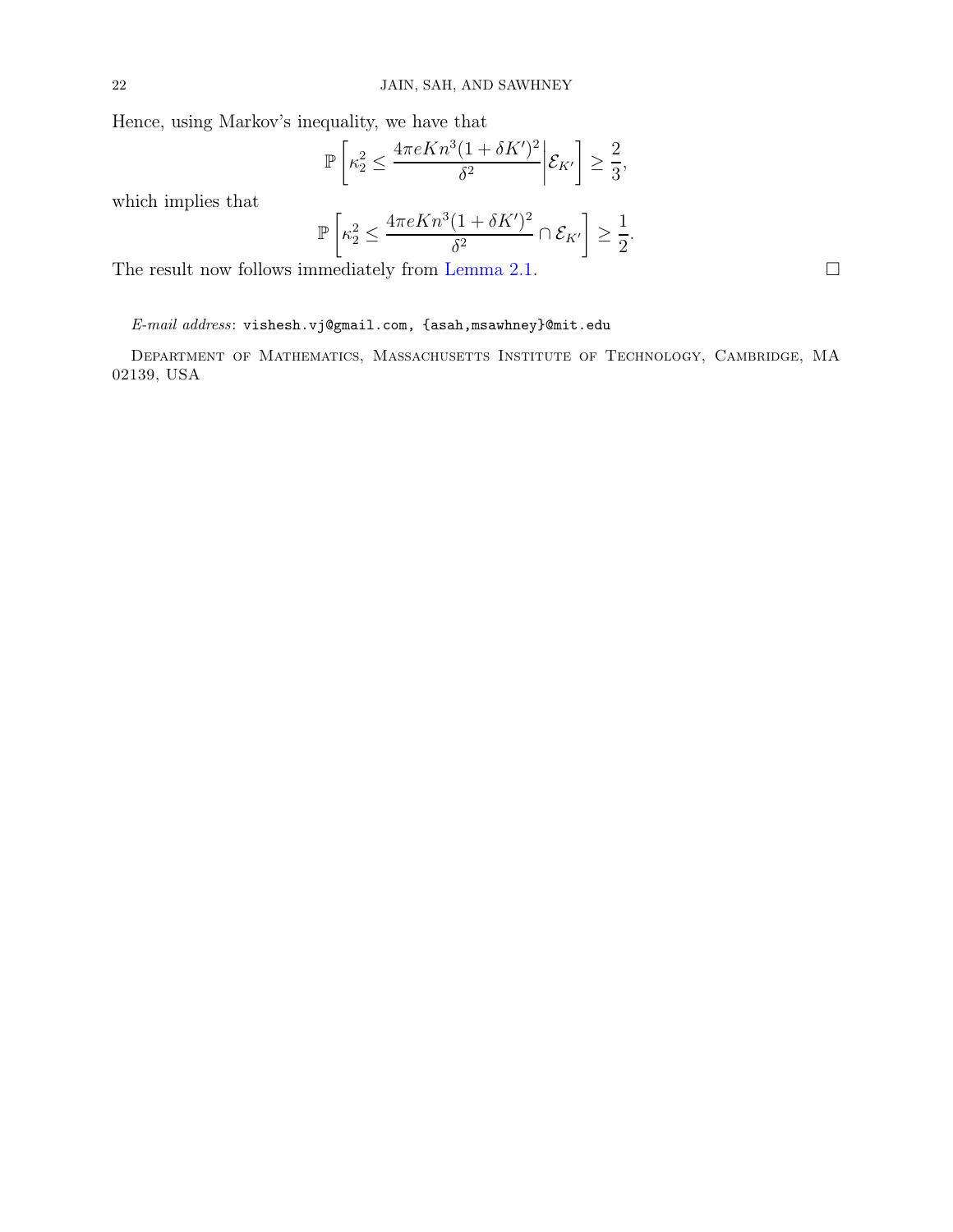Hence, using Markov's inequality, we have that

$$\mathbb{P}\left[\kappa_2^2 \le \frac{4\pi e K n^3(1+\delta K')^2}{\delta^2}\middle|\mathcal{E}_{K'}\right] \ge \frac{2}{3},$$

which implies that

$$\mathbb{P}\left[\kappa_2^2 \le \frac{4\pi e K n^3(1+\delta K')^2}{\delta^2} \cap \mathcal{E}_{K'}\right] \ge \frac{1}{2}.$$

The result now follows immediately from Lemma 2.1. □

*E-mail address*: vishesh.vj@gmail.com, {asah,msawhney}@mit.edu

Department of Mathematics, Massachusetts Institute of Technology, Cambridge, MA 02139, USA